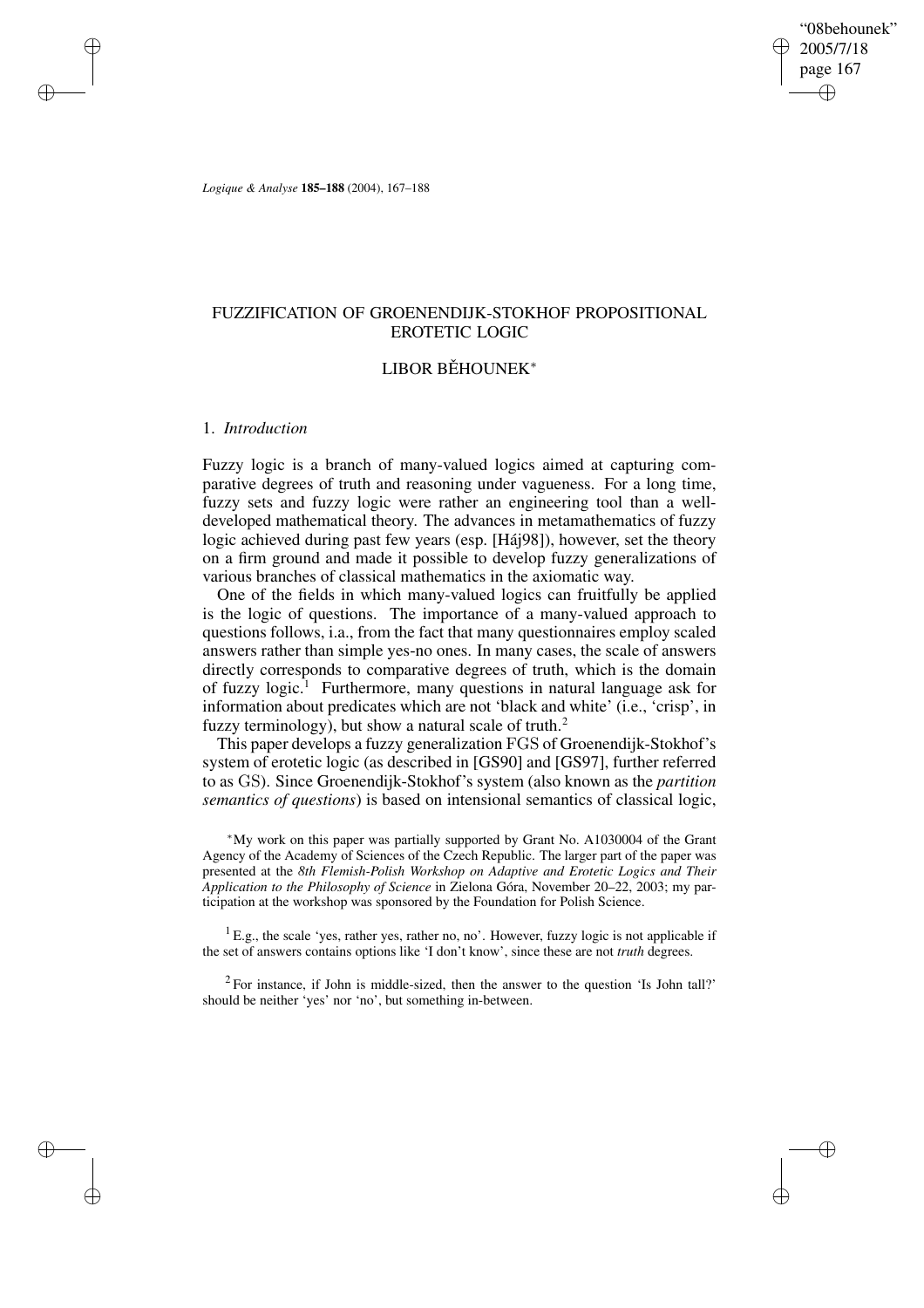# FUZZIFICATION OF GROENENDIJK-STOKHOF PROPOSITIONAL EROTETIC LOGIC

## LIBOR BĚHOUNEK*

### 1. *Introduction*

Fuzzy logic is a branch of many-valued logics aimed at capturing comparative degrees of truth and reasoning under vagueness. For a long time, fuzzy sets and fuzzy logic were rather an engineering tool than a well-developed mathematical theory. The advances in metamathematics of fuzzy logic achieved during past few years (esp. [Háj98]), however, set the theory on a firm ground and made it possible to develop fuzzy generalizations of various branches of classical mathematics in the axiomatic way.

One of the fields in which many-valued logics can fruitfully be applied is the logic of questions. The importance of a many-valued approach to questions follows, i.a., from the fact that many questionnaires employ scaled answers rather than simple yes-no ones. In many cases, the scale of answers directly corresponds to comparative degrees of truth, which is the domain of fuzzy logic.[1] Furthermore, many questions in natural language ask for information about predicates which are not 'black and white' (i.e., 'crisp', in fuzzy terminology), but show a natural scale of truth.[2]

This paper develops a fuzzy generalization FGS of Groenendijk-Stokhof's system of erotetic logic (as described in [GS90] and [GS97], further referred to as GS). Since Groenendijk-Stokhof's system (also known as the *partition semantics of questions*) is based on intensional semantics of classical logic,

---

*My work on this paper was partially supported by Grant No. A1030004 of the Grant Agency of the Academy of Sciences of the Czech Republic. The larger part of the paper was presented at the *8th Flemish-Polish Workshop on Adaptive and Erotetic Logics and Their Application to the Philosophy of Science* in Zielona Góra, November 20–22, 2003; my participation at the workshop was sponsored by the Foundation for Polish Science.

[1] E.g., the scale 'yes, rather yes, rather no, no'. However, fuzzy logic is not applicable if the set of answers contains options like 'I don't know', since these are not *truth* degrees.

[2] For instance, if John is middle-sized, then the answer to the question 'Is John tall?' should be neither 'yes' nor 'no', but something in-between.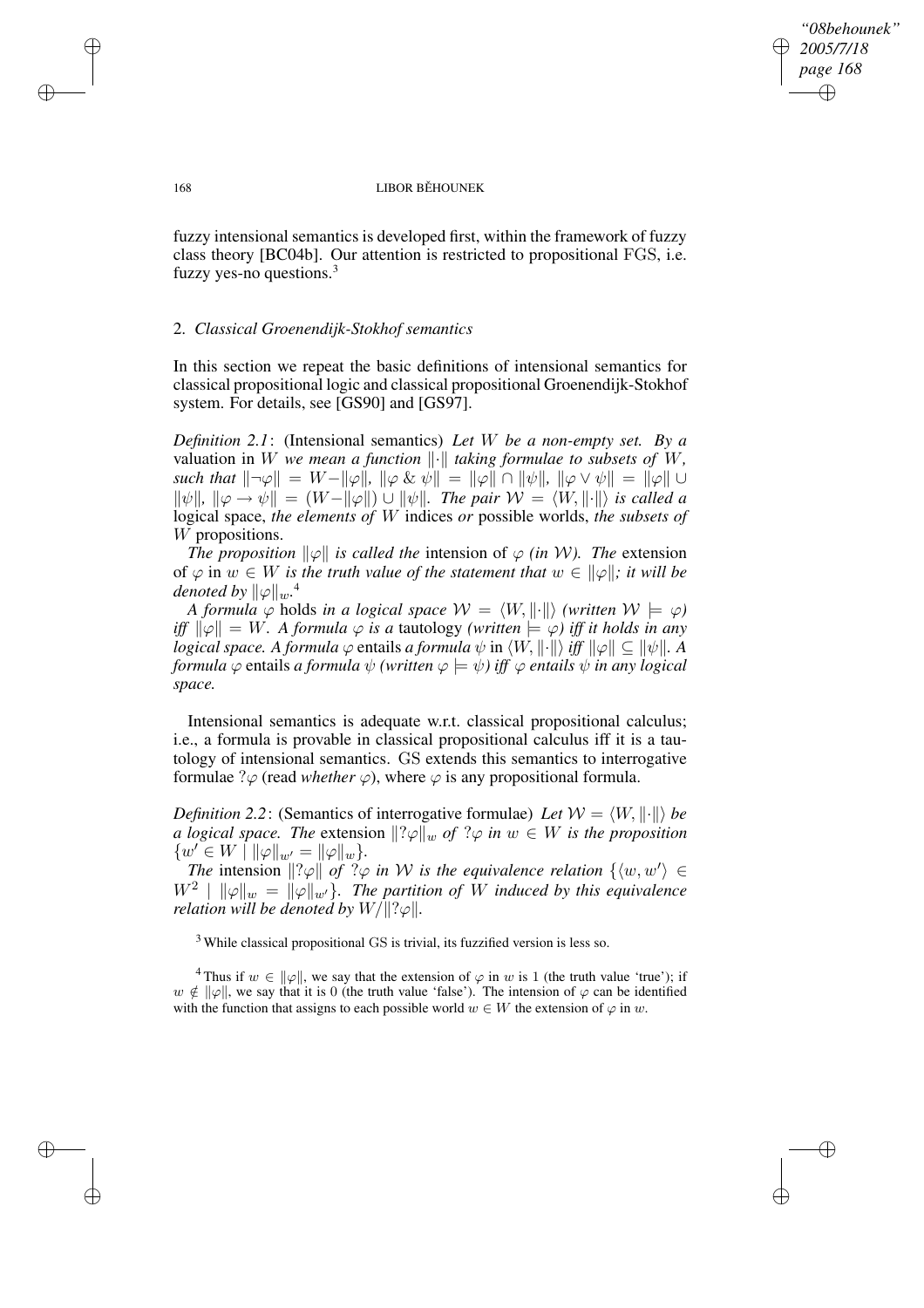fuzzy intensional semantics is developed first, within the framework of fuzzy class theory [BC04b]. Our attention is restricted to propositional FGS, i.e. fuzzy yes-no questions.[3]

## 2. *Classical Groenendijk-Stokhof semantics*

In this section we repeat the basic definitions of intensional semantics for classical propositional logic and classical propositional Groenendijk-Stokhof system. For details, see [GS90] and [GS97].

*Definition 2.1*: (Intensional semantics) *Let $W$ be a non-empty set. By a* valuation in $W$ *we mean a function $\|\cdot\|$ taking formulae to subsets of $W$, such that $\|\neg\varphi\| = W - \|\varphi\|$, $\|\varphi \mathbin{\&} \psi\| = \|\varphi\| \cap \|\psi\|$, $\|\varphi \vee \psi\| = \|\varphi\| \cup \|\psi\|$, $\|\varphi \to \psi\| = (W - \|\varphi\|) \cup \|\psi\|$. The pair $\mathcal{W} = \langle W, \|\cdot\|\rangle$ is called a* logical space, *the elements of $W$* indices *or* possible worlds, *the subsets of $W$* propositions.

*The proposition $\|\varphi\|$ is called the* intension of *$\varphi$ (in $\mathcal{W}$). The* extension of *$\varphi$* in *$w \in W$ is the truth value of the statement that $w \in \|\varphi\|$; it will be denoted by $\|\varphi\|_w$.*[4]

*A formula $\varphi$* holds *in a logical space $\mathcal{W} = \langle W, \|\cdot\|\rangle$ (written $\mathcal{W} \models \varphi$) iff $\|\varphi\| = W$. A formula $\varphi$ is a* tautology *(written $\models \varphi$) iff it holds in any logical space. A formula $\varphi$* entails *a formula $\psi$* in *$\langle W, \|\cdot\|\rangle$ iff $\|\varphi\| \subseteq \|\psi\|$. A formula $\varphi$* entails *a formula $\psi$ (written $\varphi \models \psi$) iff $\varphi$ entails $\psi$ in any logical space.*

Intensional semantics is adequate w.r.t. classical propositional calculus; i.e., a formula is provable in classical propositional calculus iff it is a tautology of intensional semantics. GS extends this semantics to interrogative formulae $?\varphi$ (read *whether* $\varphi$), where $\varphi$ is any propositional formula.

*Definition 2.2*: (Semantics of interrogative formulae) *Let $\mathcal{W} = \langle W, \|\cdot\|\rangle$ be a logical space. The* extension *$\|?\varphi\|_w$ of $?\varphi$ in $w \in W$ is the proposition $\{w' \in W \mid \|\varphi\|_{w'} = \|\varphi\|_w\}$.*

*The* intension *$\|?\varphi\|$ of $?\varphi$ in $\mathcal{W}$ is the equivalence relation $\{\langle w, w'\rangle \in W^2 \mid \|\varphi\|_w = \|\varphi\|_{w'}\}$. The partition of $W$ induced by this equivalence relation will be denoted by $W/\|?\varphi\|$.*

---

[3] While classical propositional GS is trivial, its fuzzified version is less so.

[4] Thus if $w \in \|\varphi\|$, we say that the extension of $\varphi$ in $w$ is 1 (the truth value 'true'); if $w \notin \|\varphi\|$, we say that it is 0 (the truth value 'false'). The intension of $\varphi$ can be identified with the function that assigns to each possible world $w \in W$ the extension of $\varphi$ in $w$.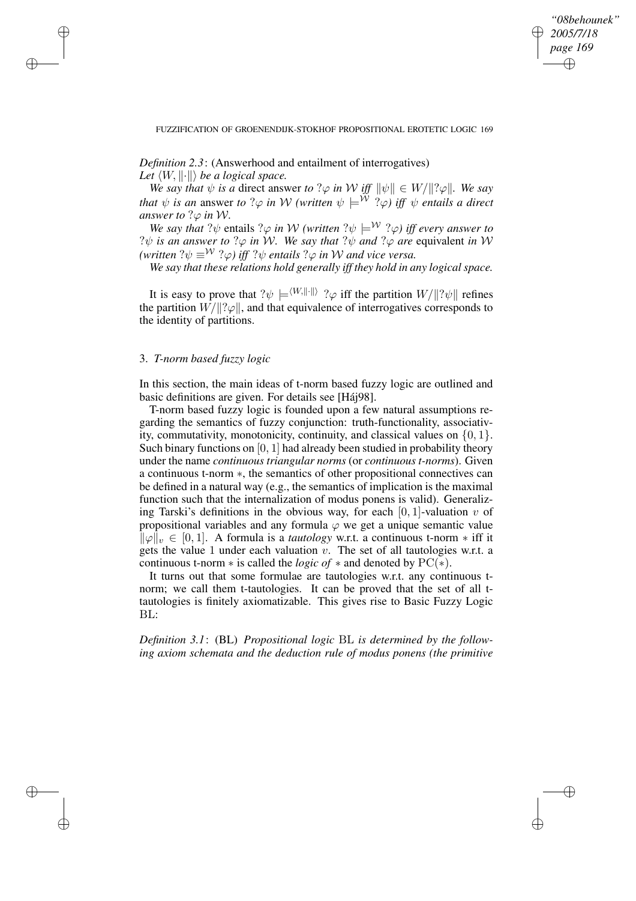*Definition 2.3*: (Answerhood and entailment of interrogatives)
*Let $\langle W, \|\cdot\|\rangle$ be a logical space.*

*We say that $\psi$ is a* direct answer *to $?\varphi$ in $\mathcal{W}$ iff $\|\psi\| \in W/\|?\varphi\|$. We say that $\psi$ is an* answer *to $?\varphi$ in $\mathcal{W}$ (written $\psi \models^{\mathcal{W}} ?\varphi$) iff $\psi$ entails a direct answer to $?\varphi$ in $\mathcal{W}$.*

*We say that $?\psi$* entails *$?\varphi$ in $\mathcal{W}$ (written $?\psi \models^{\mathcal{W}} ?\varphi$) iff every answer to $?\psi$ is an answer to $?\varphi$ in $\mathcal{W}$. We say that $?\psi$ and $?\varphi$ are* equivalent *in $\mathcal{W}$ (written $?\psi \equiv^{\mathcal{W}} ?\varphi$) iff $?\psi$ entails $?\varphi$ in $\mathcal{W}$ and vice versa.*

*We say that these relations hold generally iff they hold in any logical space.*

It is easy to prove that $?\psi \models^{\langle W, \|\cdot\|\rangle} ?\varphi$ iff the partition $W/\|?\psi\|$ refines the partition $W/\|?\varphi\|$, and that equivalence of interrogatives corresponds to the identity of partitions.

## 3. *T-norm based fuzzy logic*

In this section, the main ideas of t-norm based fuzzy logic are outlined and basic definitions are given. For details see [Háj98].

T-norm based fuzzy logic is founded upon a few natural assumptions regarding the semantics of fuzzy conjunction: truth-functionality, associativity, commutativity, monotonicity, continuity, and classical values on $\{0, 1\}$. Such binary functions on $[0, 1]$ had already been studied in probability theory under the name *continuous triangular norms* (or *continuous t-norms*). Given a continuous t-norm $*$, the semantics of other propositional connectives can be defined in a natural way (e.g., the semantics of implication is the maximal function such that the internalization of modus ponens is valid). Generalizing Tarski's definitions in the obvious way, for each $[0, 1]$-valuation $v$ of propositional variables and any formula $\varphi$ we get a unique semantic value $\|\varphi\|_v \in [0, 1]$. A formula is a *tautology* w.r.t. a continuous t-norm $*$ iff it gets the value 1 under each valuation $v$. The set of all tautologies w.r.t. a continuous t-norm $*$ is called the *logic of* $*$ and denoted by $\mathrm{PC}(*)$.

It turns out that some formulae are tautologies w.r.t. any continuous t-norm; we call them t-tautologies. It can be proved that the set of all t-tautologies is finitely axiomatizable. This gives rise to Basic Fuzzy Logic BL:

*Definition 3.1*: (BL) *Propositional logic* BL *is determined by the following axiom schemata and the deduction rule of modus ponens (the primitive*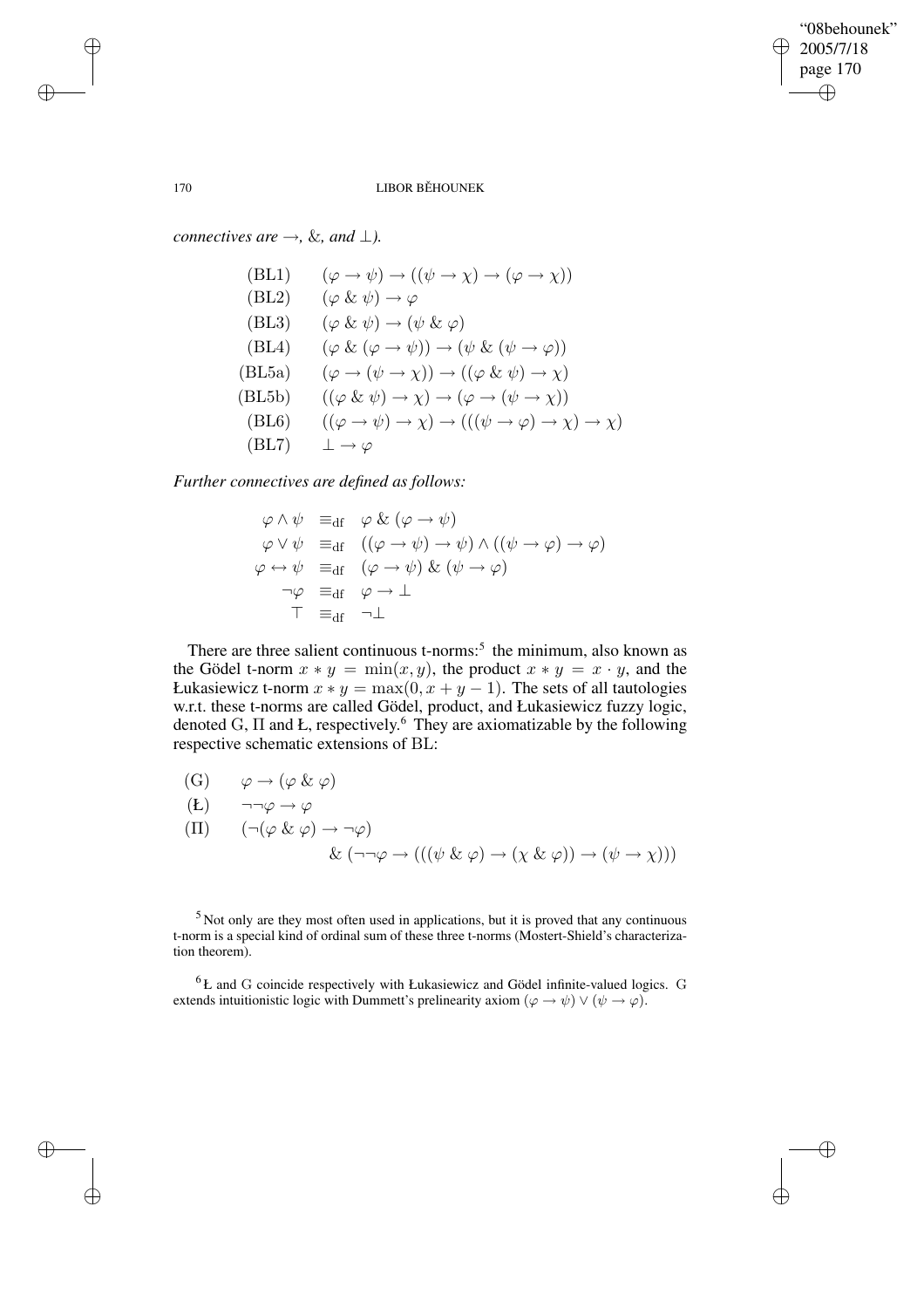*connectives are $\rightarrow$, &, and $\bot$).*

$$
\begin{array}{ll}
\text{(BL1)} & (\varphi \rightarrow \psi) \rightarrow ((\psi \rightarrow \chi) \rightarrow (\varphi \rightarrow \chi)) \\
\text{(BL2)} & (\varphi \mathbin{\&} \psi) \rightarrow \varphi \\
\text{(BL3)} & (\varphi \mathbin{\&} \psi) \rightarrow (\psi \mathbin{\&} \varphi) \\
\text{(BL4)} & (\varphi \mathbin{\&} (\varphi \rightarrow \psi)) \rightarrow (\psi \mathbin{\&} (\psi \rightarrow \varphi)) \\
\text{(BL5a)} & (\varphi \rightarrow (\psi \rightarrow \chi)) \rightarrow ((\varphi \mathbin{\&} \psi) \rightarrow \chi) \\
\text{(BL5b)} & ((\varphi \mathbin{\&} \psi) \rightarrow \chi) \rightarrow (\varphi \rightarrow (\psi \rightarrow \chi)) \\
\text{(BL6)} & ((\varphi \rightarrow \psi) \rightarrow \chi) \rightarrow (((\psi \rightarrow \varphi) \rightarrow \chi) \rightarrow \chi) \\
\text{(BL7)} & \bot \rightarrow \varphi
\end{array}
$$

*Further connectives are defined as follows:*

$$
\begin{array}{rcl}
\varphi \wedge \psi & \equiv_{\mathrm{df}} & \varphi \mathbin{\&} (\varphi \rightarrow \psi) \\
\varphi \vee \psi & \equiv_{\mathrm{df}} & ((\varphi \rightarrow \psi) \rightarrow \psi) \wedge ((\psi \rightarrow \varphi) \rightarrow \varphi) \\
\varphi \leftrightarrow \psi & \equiv_{\mathrm{df}} & (\varphi \rightarrow \psi) \mathbin{\&} (\psi \rightarrow \varphi) \\
\neg\varphi & \equiv_{\mathrm{df}} & \varphi \rightarrow \bot \\
\top & \equiv_{\mathrm{df}} & \neg\bot
\end{array}
$$

There are three salient continuous t-norms:[5] the minimum, also known as the Gödel t-norm $x * y = \min(x, y)$, the product $x * y = x \cdot y$, and the Łukasiewicz t-norm $x * y = \max(0, x + y - 1)$. The sets of all tautologies w.r.t. these t-norms are called Gödel, product, and Łukasiewicz fuzzy logic, denoted G, Π and Ł, respectively.[6] They are axiomatizable by the following respective schematic extensions of BL:

$$
\begin{array}{ll}
\text{(G)} & \varphi \rightarrow (\varphi \mathbin{\&} \varphi) \\
\text{(Ł)} & \neg\neg\varphi \rightarrow \varphi \\
(\Pi) & (\neg(\varphi \mathbin{\&} \varphi) \rightarrow \neg\varphi) \\
& \quad \mathbin{\&} (\neg\neg\varphi \rightarrow (((\psi \mathbin{\&} \varphi) \rightarrow (\chi \mathbin{\&} \varphi)) \rightarrow (\psi \rightarrow \chi)))
\end{array}
$$

[5] Not only are they most often used in applications, but it is proved that any continuous t-norm is a special kind of ordinal sum of these three t-norms (Mostert-Shield's characterization theorem).

[6] Ł and G coincide respectively with Łukasiewicz and Gödel infinite-valued logics. G extends intuitionistic logic with Dummett's prelinearity axiom $(\varphi \rightarrow \psi) \vee (\psi \rightarrow \varphi)$.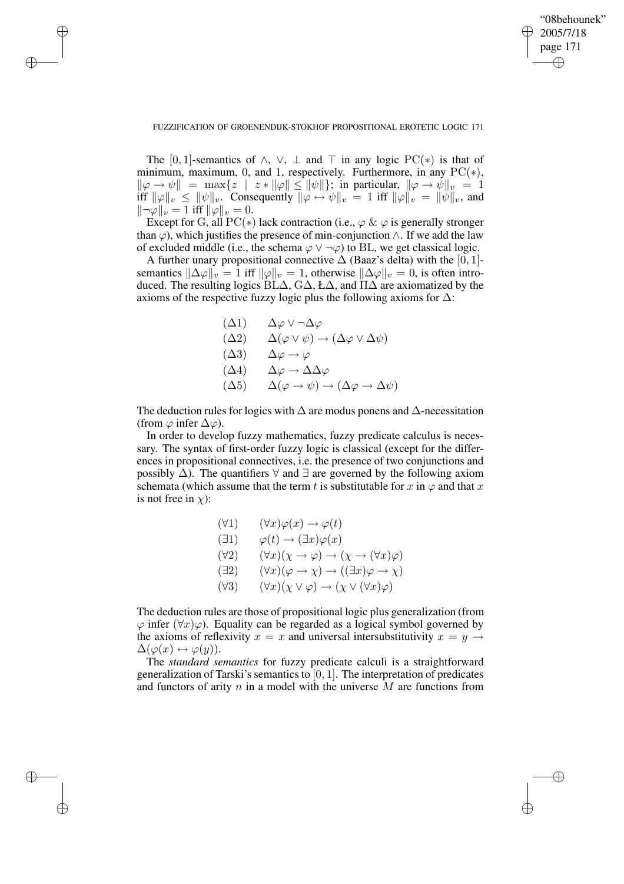The $[0, 1]$-semantics of $\wedge$, $\vee$, $\bot$ and $\top$ in any logic $\mathrm{PC}(*)$ is that of minimum, maximum, 0, and 1, respectively. Furthermore, in any $\mathrm{PC}(*)$, $\|\varphi \to \psi\| = \max\{z \mid z * \|\varphi\| \leq \|\psi\|\}$; in particular, $\|\varphi \to \psi\|_v = 1$ iff $\|\varphi\|_v \leq \|\psi\|_v$. Consequently $\|\varphi \leftrightarrow \psi\|_v = 1$ iff $\|\varphi\|_v = \|\psi\|_v$, and $\|\neg\varphi\|_v = 1$ iff $\|\varphi\|_v = 0$.

Except for G, all $\mathrm{PC}(*)$ lack contraction (i.e., $\varphi \mathbin{\&} \varphi$ is generally stronger than $\varphi$), which justifies the presence of min-conjunction $\wedge$. If we add the law of excluded middle (i.e., the schema $\varphi \vee \neg\varphi$) to BL, we get classical logic.

A further unary propositional connective $\Delta$ (Baaz's delta) with the $[0, 1]$-semantics $\|\Delta\varphi\|_v = 1$ iff $\|\varphi\|_v = 1$, otherwise $\|\Delta\varphi\|_v = 0$, is often introduced. The resulting logics $\mathrm{BL}\Delta$, $\mathrm{G}\Delta$, $\mathrm{Ł}\Delta$, and $\Pi\Delta$ are axiomatized by the axioms of the respective fuzzy logic plus the following axioms for $\Delta$:

$$
\begin{array}{ll}
(\Delta 1) & \Delta\varphi \vee \neg\Delta\varphi \\
(\Delta 2) & \Delta(\varphi \vee \psi) \to (\Delta\varphi \vee \Delta\psi) \\
(\Delta 3) & \Delta\varphi \to \varphi \\
(\Delta 4) & \Delta\varphi \to \Delta\Delta\varphi \\
(\Delta 5) & \Delta(\varphi \to \psi) \to (\Delta\varphi \to \Delta\psi)
\end{array}
$$

The deduction rules for logics with $\Delta$ are modus ponens and $\Delta$-necessitation (from $\varphi$ infer $\Delta\varphi$).

In order to develop fuzzy mathematics, fuzzy predicate calculus is necessary. The syntax of first-order fuzzy logic is classical (except for the differences in propositional connectives, i.e. the presence of two conjunctions and possibly $\Delta$). The quantifiers $\forall$ and $\exists$ are governed by the following axiom schemata (which assume that the term $t$ is substitutable for $x$ in $\varphi$ and that $x$ is not free in $\chi$):

$$
\begin{array}{ll}
(\forall 1) & (\forall x)\varphi(x) \to \varphi(t) \\
(\exists 1) & \varphi(t) \to (\exists x)\varphi(x) \\
(\forall 2) & (\forall x)(\chi \to \varphi) \to (\chi \to (\forall x)\varphi) \\
(\exists 2) & (\forall x)(\varphi \to \chi) \to ((\exists x)\varphi \to \chi) \\
(\forall 3) & (\forall x)(\chi \vee \varphi) \to (\chi \vee (\forall x)\varphi)
\end{array}
$$

The deduction rules are those of propositional logic plus generalization (from $\varphi$ infer $(\forall x)\varphi$). Equality can be regarded as a logical symbol governed by the axioms of reflexivity $x = x$ and universal intersubstitutivity $x = y \to \Delta(\varphi(x) \leftrightarrow \varphi(y))$.

The *standard semantics* for fuzzy predicate calculi is a straightforward generalization of Tarski's semantics to $[0, 1]$. The interpretation of predicates and functors of arity $n$ in a model with the universe $M$ are functions from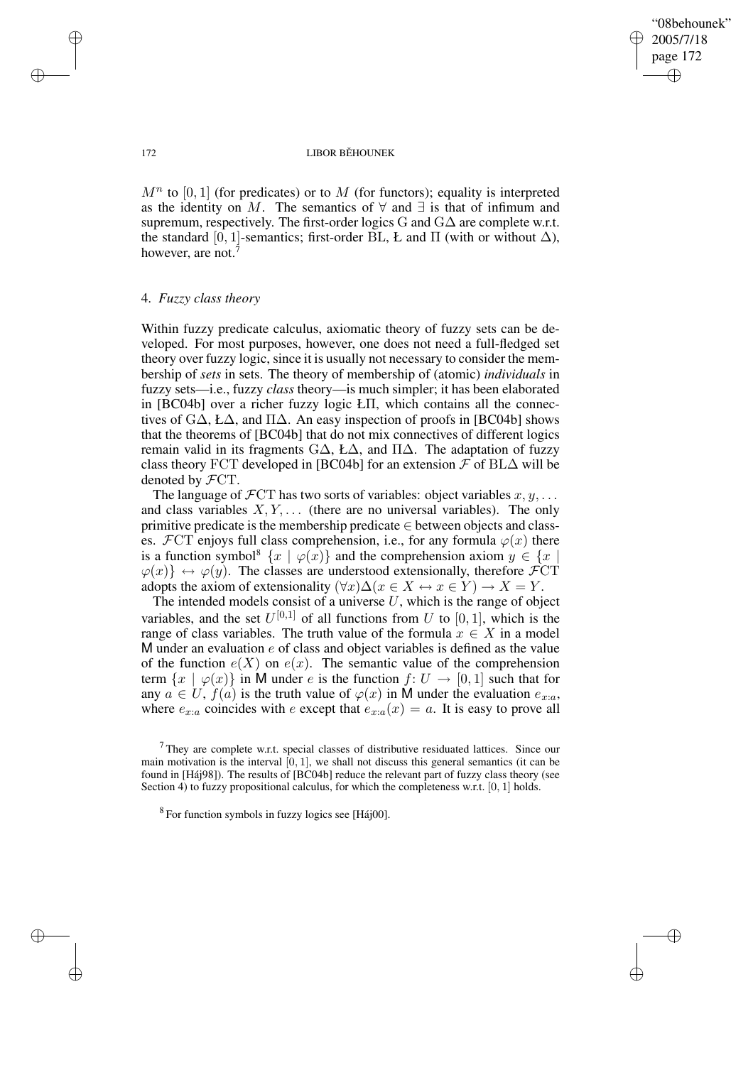$M^n$ to $[0, 1]$ (for predicates) or to $M$ (for functors); equality is interpreted as the identity on $M$. The semantics of $\forall$ and $\exists$ is that of infimum and supremum, respectively. The first-order logics G and G$\Delta$ are complete w.r.t. the standard $[0, 1]$-semantics; first-order BL, Ł and $\Pi$ (with or without $\Delta$), however, are not.[7]

## 4. *Fuzzy class theory*

Within fuzzy predicate calculus, axiomatic theory of fuzzy sets can be developed. For most purposes, however, one does not need a full-fledged set theory over fuzzy logic, since it is usually not necessary to consider the membership of *sets* in sets. The theory of membership of (atomic) *individuals* in fuzzy sets—i.e., fuzzy *class* theory—is much simpler; it has been elaborated in [BC04b] over a richer fuzzy logic ŁΠ, which contains all the connectives of G$\Delta$, Ł$\Delta$, and $\Pi\Delta$. An easy inspection of proofs in [BC04b] shows that the theorems of [BC04b] that do not mix connectives of different logics remain valid in its fragments G$\Delta$, Ł$\Delta$, and $\Pi\Delta$. The adaptation of fuzzy class theory FCT developed in [BC04b] for an extension $\mathcal{F}$ of BL$\Delta$ will be denoted by $\mathcal{F}$CT.

The language of $\mathcal{F}$CT has two sorts of variables: object variables $x, y, \ldots$ and class variables $X, Y, \ldots$ (there are no universal variables). The only primitive predicate is the membership predicate $\in$ between objects and classes. $\mathcal{F}$CT enjoys full class comprehension, i.e., for any formula $\varphi(x)$ there is a function symbol[8] $\{x \mid \varphi(x)\}$ and the comprehension axiom $y \in \{x \mid \varphi(x)\} \leftrightarrow \varphi(y)$. The classes are understood extensionally, therefore $\mathcal{F}$CT adopts the axiom of extensionality $(\forall x)\Delta(x \in X \leftrightarrow x \in Y) \rightarrow X = Y$.

The intended models consist of a universe $U$, which is the range of object variables, and the set $U^{[0,1]}$ of all functions from $U$ to $[0, 1]$, which is the range of class variables. The truth value of the formula $x \in X$ in a model M under an evaluation $e$ of class and object variables is defined as the value of the function $e(X)$ on $e(x)$. The semantic value of the comprehension term $\{x \mid \varphi(x)\}$ in M under $e$ is the function $f \colon U \rightarrow [0, 1]$ such that for any $a \in U$, $f(a)$ is the truth value of $\varphi(x)$ in M under the evaluation $e_{x:a}$, where $e_{x:a}$ coincides with $e$ except that $e_{x:a}(x) = a$. It is easy to prove all

[7] They are complete w.r.t. special classes of distributive residuated lattices. Since our main motivation is the interval $[0, 1]$, we shall not discuss this general semantics (it can be found in [Háj98]). The results of [BC04b] reduce the relevant part of fuzzy class theory (see Section 4) to fuzzy propositional calculus, for which the completeness w.r.t. $[0, 1]$ holds.

[8] For function symbols in fuzzy logics see [Háj00].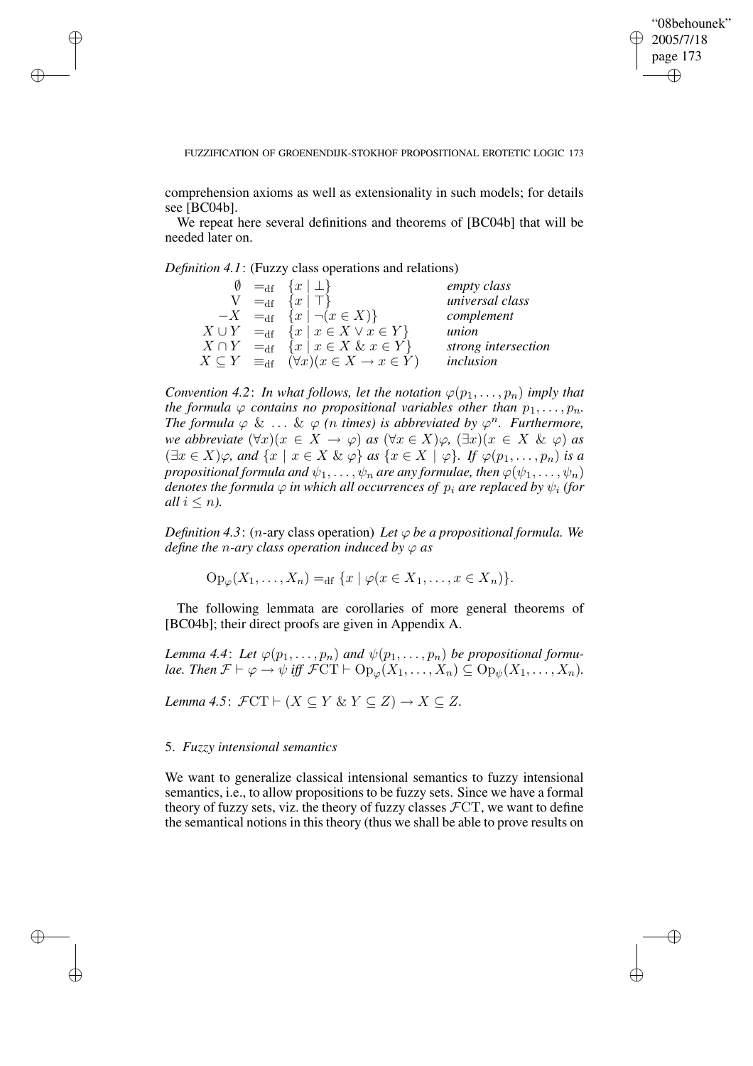comprehension axioms as well as extensionality in such models; for details see [BC04b].

We repeat here several definitions and theorems of [BC04b] that will be needed later on.

*Definition 4.1*: (Fuzzy class operations and relations)

| | | | |
|---|---|---|---|
| $\emptyset$ | $=_{\mathrm{df}}$ | $\{x \mid \bot\}$ | *empty class* |
| $\mathrm{V}$ | $=_{\mathrm{df}}$ | $\{x \mid \top\}$ | *universal class* |
| $-X$ | $=_{\mathrm{df}}$ | $\{x \mid \neg(x \in X)\}$ | *complement* |
| $X \cup Y$ | $=_{\mathrm{df}}$ | $\{x \mid x \in X \vee x \in Y\}$ | *union* |
| $X \cap Y$ | $=_{\mathrm{df}}$ | $\{x \mid x \in X \mathbin{\&} x \in Y\}$ | *strong intersection* |
| $X \subseteq Y$ | $\equiv_{\mathrm{df}}$ | $(\forall x)(x \in X \rightarrow x \in Y)$ | *inclusion* |

*Convention 4.2*: *In what follows, let the notation $\varphi(p_1, \dots, p_n)$ imply that the formula $\varphi$ contains no propositional variables other than $p_1, \dots, p_n$. The formula $\varphi \mathbin{\&} \dots \mathbin{\&} \varphi$ ($n$ times) is abbreviated by $\varphi^n$. Furthermore, we abbreviate $(\forall x)(x \in X \rightarrow \varphi)$ as $(\forall x \in X)\varphi$, $(\exists x)(x \in X \mathbin{\&} \varphi)$ as $(\exists x \in X)\varphi$, and $\{x \mid x \in X \mathbin{\&} \varphi\}$ as $\{x \in X \mid \varphi\}$. If $\varphi(p_1, \dots, p_n)$ is a propositional formula and $\psi_1, \dots, \psi_n$ are any formulae, then $\varphi(\psi_1, \dots, \psi_n)$ denotes the formula $\varphi$ in which all occurrences of $p_i$ are replaced by $\psi_i$ (for all $i \leq n$).*

*Definition 4.3*: ($n$-ary class operation) *Let $\varphi$ be a propositional formula. We define the $n$-ary class operation induced by $\varphi$ as*

$$\mathrm{Op}_\varphi(X_1, \dots, X_n) =_{\mathrm{df}} \{x \mid \varphi(x \in X_1, \dots, x \in X_n)\}.$$

The following lemmata are corollaries of more general theorems of [BC04b]; their direct proofs are given in Appendix A.

*Lemma 4.4*: *Let $\varphi(p_1, \dots, p_n)$ and $\psi(p_1, \dots, p_n)$ be propositional formulae. Then $\mathcal{F} \vdash \varphi \rightarrow \psi$ iff $\mathcal{F}\mathrm{CT} \vdash \mathrm{Op}_\varphi(X_1, \dots, X_n) \subseteq \mathrm{Op}_\psi(X_1, \dots, X_n)$.*

*Lemma 4.5*: $\mathcal{F}\mathrm{CT} \vdash (X \subseteq Y \mathbin{\&} Y \subseteq Z) \rightarrow X \subseteq Z$.

## 5. *Fuzzy intensional semantics*

We want to generalize classical intensional semantics to fuzzy intensional semantics, i.e., to allow propositions to be fuzzy sets. Since we have a formal theory of fuzzy sets, viz. the theory of fuzzy classes $\mathcal{F}\mathrm{CT}$, we want to define the semantical notions in this theory (thus we shall be able to prove results on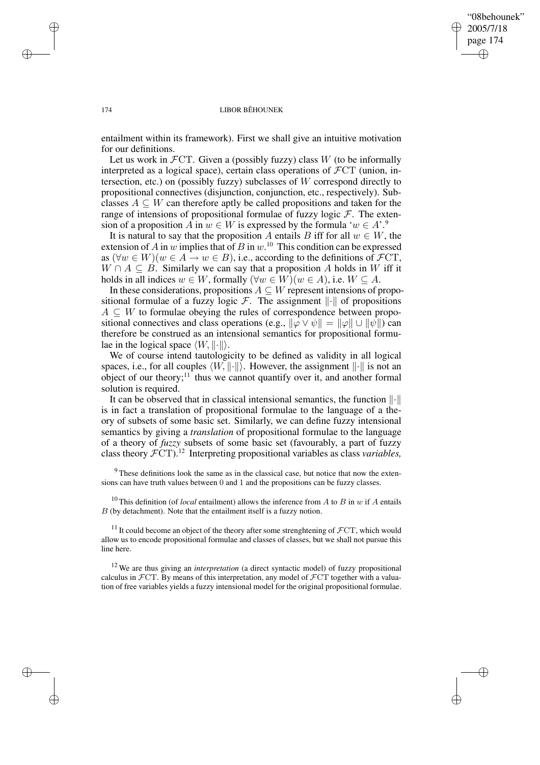entailment within its framework). First we shall give an intuitive motivation for our definitions.

Let us work in $\mathcal{F}\mathrm{CT}$. Given a (possibly fuzzy) class $W$ (to be informally interpreted as a logical space), certain class operations of $\mathcal{F}\mathrm{CT}$ (union, intersection, etc.) on (possibly fuzzy) subclasses of $W$ correspond directly to propositional connectives (disjunction, conjunction, etc., respectively). Subclasses $A \subseteq W$ can therefore aptly be called propositions and taken for the range of intensions of propositional formulae of fuzzy logic $\mathcal{F}$. The extension of a proposition $A$ in $w \in W$ is expressed by the formula '$w \in A$'.[9]

It is natural to say that the proposition $A$ entails $B$ iff for all $w \in W$, the extension of $A$ in $w$ implies that of $B$ in $w$.[10] This condition can be expressed as $(\forall w \in W)(w \in A \to w \in B)$, i.e., according to the definitions of $\mathcal{F}\mathrm{CT}$, $W \cap A \subseteq B$. Similarly we can say that a proposition $A$ holds in $W$ iff it holds in all indices $w \in W$, formally $(\forall w \in W)(w \in A)$, i.e. $W \subseteq A$.

In these considerations, propositions $A \subseteq W$ represent intensions of propositional formulae of a fuzzy logic $\mathcal{F}$. The assignment $\|\cdot\|$ of propositions $A \subseteq W$ to formulae obeying the rules of correspondence between propositional connectives and class operations (e.g., $\|\varphi \vee \psi\| = \|\varphi\| \cup \|\psi\|$) can therefore be construed as an intensional semantics for propositional formulae in the logical space $\langle W, \|\cdot\|\rangle$.

We of course intend tautologicity to be defined as validity in all logical spaces, i.e., for all couples $\langle W, \|\cdot\|\rangle$. However, the assignment $\|\cdot\|$ is not an object of our theory;[11] thus we cannot quantify over it, and another formal solution is required.

It can be observed that in classical intensional semantics, the function $\|\cdot\|$ is in fact a translation of propositional formulae to the language of a theory of subsets of some basic set. Similarly, we can define fuzzy intensional semantics by giving a *translation* of propositional formulae to the language of a theory of *fuzzy* subsets of some basic set (favourably, a part of fuzzy class theory $\mathcal{F}\mathrm{CT}$).[12] Interpreting propositional variables as class *variables,*

[9] These definitions look the same as in the classical case, but notice that now the extensions can have truth values between 0 and 1 and the propositions can be fuzzy classes.

[10] This definition (of *local* entailment) allows the inference from $A$ to $B$ in $w$ if $A$ entails $B$ (by detachment). Note that the entailment itself is a fuzzy notion.

[11] It could become an object of the theory after some strenghtening of $\mathcal{F}\mathrm{CT}$, which would allow us to encode propositional formulae and classes of classes, but we shall not pursue this line here.

[12] We are thus giving an *interpretation* (a direct syntactic model) of fuzzy propositional calculus in $\mathcal{F}\mathrm{CT}$. By means of this interpretation, any model of $\mathcal{F}\mathrm{CT}$ together with a valuation of free variables yields a fuzzy intensional model for the original propositional formulae.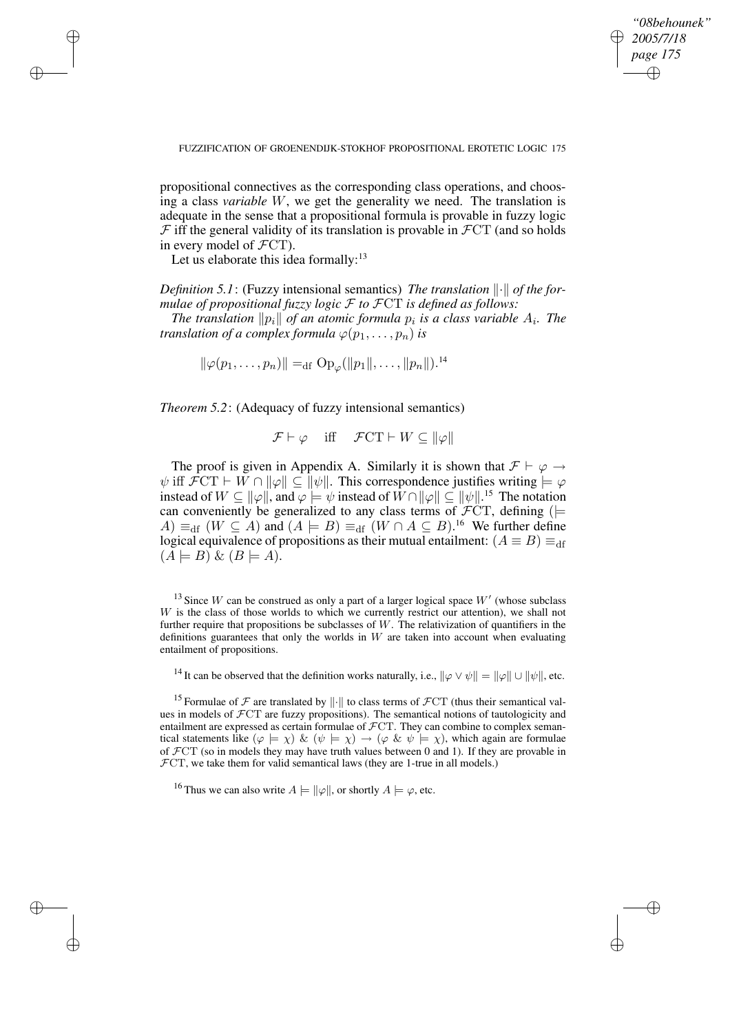propositional connectives as the corresponding class operations, and choosing a class *variable* $W$, we get the generality we need. The translation is adequate in the sense that a propositional formula is provable in fuzzy logic $\mathcal{F}$ iff the general validity of its translation is provable in $\mathcal{F}\mathrm{CT}$ (and so holds in every model of $\mathcal{F}\mathrm{CT}$).

Let us elaborate this idea formally:[13]

*Definition 5.1*: (Fuzzy intensional semantics) *The translation $\|\cdot\|$ of the formulae of propositional fuzzy logic $\mathcal{F}$ to $\mathcal{F}\mathrm{CT}$ is defined as follows:*

*The translation $\|p_i\|$ of an atomic formula $p_i$ is a class variable $A_i$. The translation of a complex formula $\varphi(p_1, \dots, p_n)$ is*

$$\|\varphi(p_1, \dots, p_n)\| =_{\mathrm{df}} \mathrm{Op}_\varphi(\|p_1\|, \dots, \|p_n\|).$$[14]

*Theorem 5.2*: (Adequacy of fuzzy intensional semantics)

$$\mathcal{F} \vdash \varphi \quad \text{iff} \quad \mathcal{F}\mathrm{CT} \vdash W \subseteq \|\varphi\|$$

The proof is given in Appendix A. Similarly it is shown that $\mathcal{F} \vdash \varphi \rightarrow \psi$ iff $\mathcal{F}\mathrm{CT} \vdash W \cap \|\varphi\| \subseteq \|\psi\|$. This correspondence justifies writing $\models \varphi$ instead of $W \subseteq \|\varphi\|$, and $\varphi \models \psi$ instead of $W \cap \|\varphi\| \subseteq \|\psi\|$.[15] The notation can conveniently be generalized to any class terms of $\mathcal{F}\mathrm{CT}$, defining $(\models A) \equiv_{\mathrm{df}} (W \subseteq A)$ and $(A \models B) \equiv_{\mathrm{df}} (W \cap A \subseteq B)$.[16] We further define logical equivalence of propositions as their mutual entailment: $(A \equiv B) \equiv_{\mathrm{df}} (A \models B) \mathbin{\&} (B \models A)$.

[13] Since $W$ can be construed as only a part of a larger logical space $W'$ (whose subclass $W$ is the class of those worlds to which we currently restrict our attention), we shall not further require that propositions be subclasses of $W$. The relativization of quantifiers in the definitions guarantees that only the worlds in $W$ are taken into account when evaluating entailment of propositions.

[14] It can be observed that the definition works naturally, i.e., $\|\varphi \vee \psi\| = \|\varphi\| \cup \|\psi\|$, etc.

[15] Formulae of $\mathcal{F}$ are translated by $\|\cdot\|$ to class terms of $\mathcal{F}\mathrm{CT}$ (thus their semantical values in models of $\mathcal{F}\mathrm{CT}$ are fuzzy propositions). The semantical notions of tautologicity and entailment are expressed as certain formulae of $\mathcal{F}\mathrm{CT}$. They can combine to complex semantical statements like $(\varphi \models \chi) \mathbin{\&} (\psi \models \chi) \rightarrow (\varphi \mathbin{\&} \psi \models \chi)$, which again are formulae of $\mathcal{F}\mathrm{CT}$ (so in models they may have truth values between 0 and 1). If they are provable in $\mathcal{F}\mathrm{CT}$, we take them for valid semantical laws (they are 1-true in all models.)

[16] Thus we can also write $A \models \|\varphi\|$, or shortly $A \models \varphi$, etc.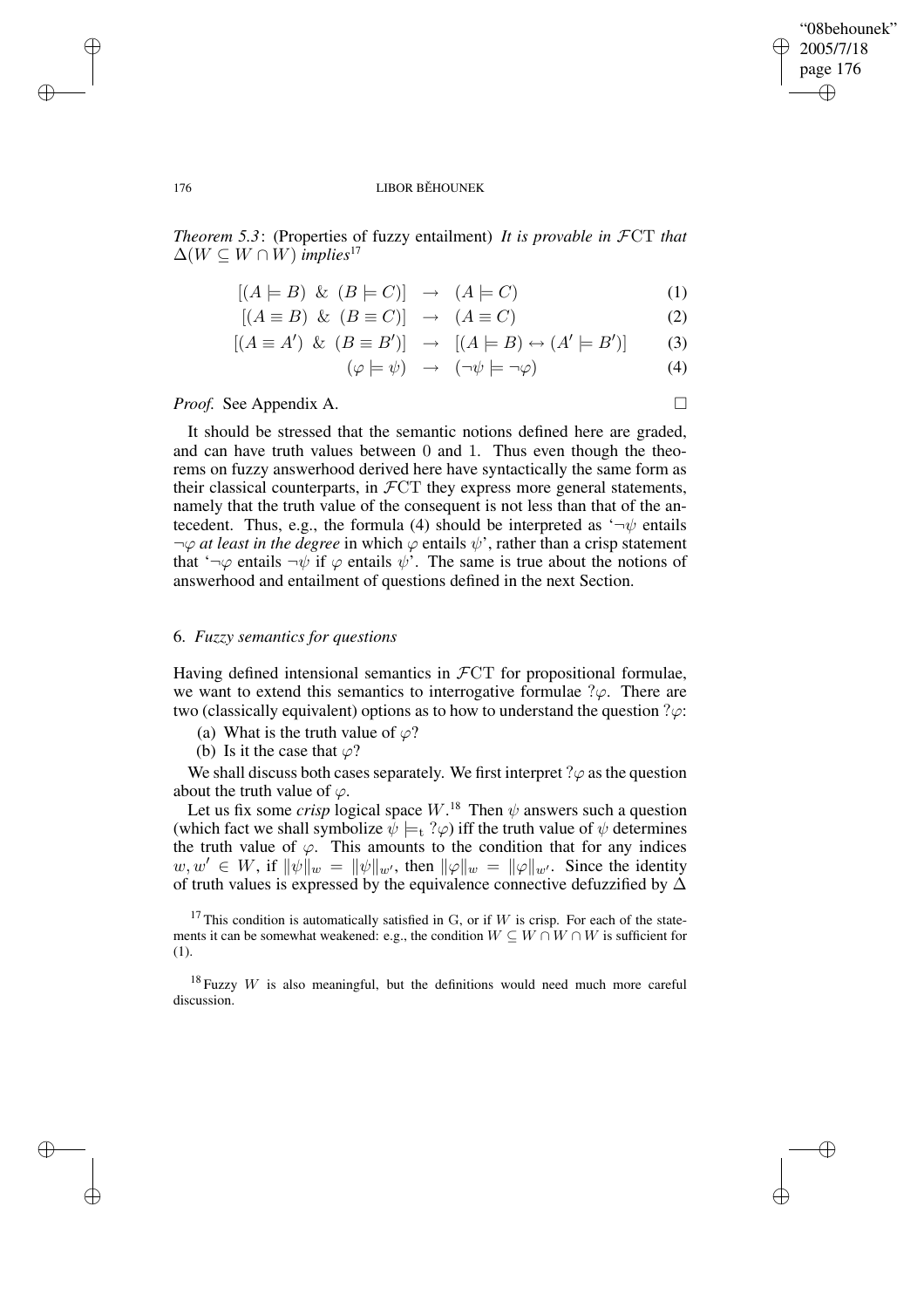*Theorem 5.3*: (Properties of fuzzy entailment) *It is provable in* $\mathcal{F}\mathrm{CT}$ *that* $\Delta(W \subseteq W \cap W)$ *implies*[17]

$$
\begin{aligned}
[(A \models B)\ \&\ (B \models C)] &\rightarrow (A \models C) &(1)\\
[(A \equiv B)\ \&\ (B \equiv C)] &\rightarrow (A \equiv C) &(2)\\
[(A \equiv A')\ \&\ (B \equiv B')] &\rightarrow [(A \models B) \leftrightarrow (A' \models B')] &(3)\\
(\varphi \models \psi) &\rightarrow (\neg\psi \models \neg\varphi) &(4)
\end{aligned}
$$

*Proof.* See Appendix A. □

It should be stressed that the semantic notions defined here are graded, and can have truth values between 0 and 1. Thus even though the theorems on fuzzy answerhood derived here have syntactically the same form as their classical counterparts, in $\mathcal{F}\mathrm{CT}$ they express more general statements, namely that the truth value of the consequent is not less than that of the antecedent. Thus, e.g., the formula (4) should be interpreted as '$\neg\psi$ entails $\neg\varphi$ *at least in the degree* in which $\varphi$ entails $\psi$', rather than a crisp statement that '$\neg\varphi$ entails $\neg\psi$ if $\varphi$ entails $\psi$'. The same is true about the notions of answerhood and entailment of questions defined in the next Section.

## 6. *Fuzzy semantics for questions*

Having defined intensional semantics in $\mathcal{F}\mathrm{CT}$ for propositional formulae, we want to extend this semantics to interrogative formulae $?\varphi$. There are two (classically equivalent) options as to how to understand the question $?\varphi$:

(a) What is the truth value of $\varphi$?

(b) Is it the case that $\varphi$?

We shall discuss both cases separately. We first interpret $?\varphi$ as the question about the truth value of $\varphi$.

Let us fix some *crisp* logical space $W$.[18] Then $\psi$ answers such a question (which fact we shall symbolize $\psi \models_{\mathrm{t}} ?\varphi$) iff the truth value of $\psi$ determines the truth value of $\varphi$. This amounts to the condition that for any indices $w, w' \in W$, if $\|\psi\|_w = \|\psi\|_{w'}$, then $\|\varphi\|_w = \|\varphi\|_{w'}$. Since the identity of truth values is expressed by the equivalence connective defuzzified by $\Delta$

[17] This condition is automatically satisfied in G, or if $W$ is crisp. For each of the statements it can be somewhat weakened: e.g., the condition $W \subseteq W \cap W \cap W$ is sufficient for (1).

[18] Fuzzy $W$ is also meaningful, but the definitions would need much more careful discussion.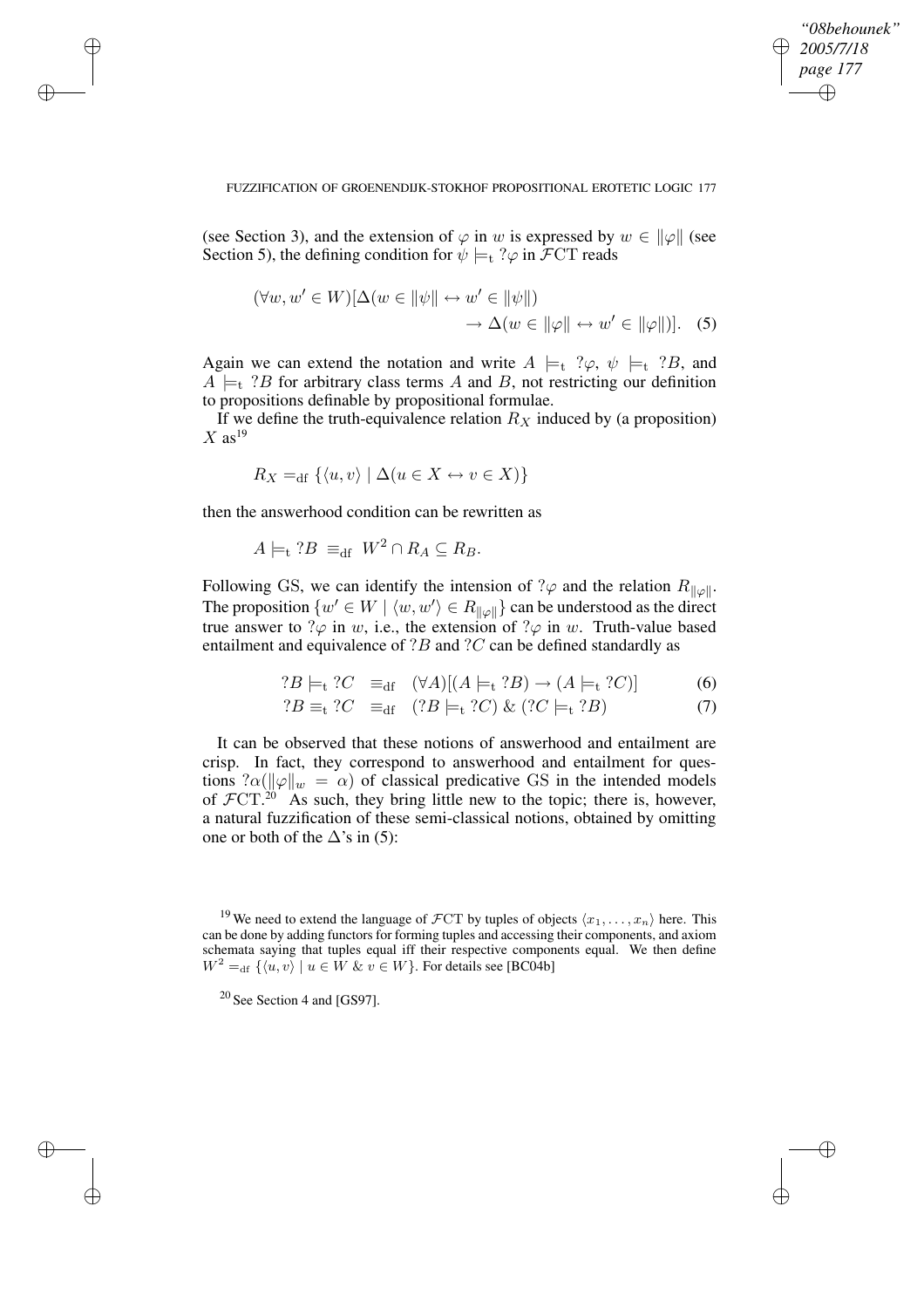(see Section 3), and the extension of $\varphi$ in $w$ is expressed by $w \in \|\varphi\|$ (see Section 5), the defining condition for $\psi \models_{\mathrm{t}} ?\varphi$ in $\mathcal{F}\mathrm{CT}$ reads

$$(\forall w, w' \in W)[\Delta(w \in \|\psi\| \leftrightarrow w' \in \|\psi\|) \\ \rightarrow \Delta(w \in \|\varphi\| \leftrightarrow w' \in \|\varphi\|)]. \quad (5)$$

Again we can extend the notation and write $A \models_{\mathrm{t}} ?\varphi$, $\psi \models_{\mathrm{t}} ?B$, and $A \models_{\mathrm{t}} ?B$ for arbitrary class terms $A$ and $B$, not restricting our definition to propositions definable by propositional formulae.

If we define the truth-equivalence relation $R_X$ induced by (a proposition) $X$ as[19]

$$R_X =_{\mathrm{df}} \{\langle u, v\rangle \mid \Delta(u \in X \leftrightarrow v \in X)\}$$

then the answerhood condition can be rewritten as

$$A \models_{\mathrm{t}} ?B \;\equiv_{\mathrm{df}}\; W^2 \cap R_A \subseteq R_B.$$

Following GS, we can identify the intension of $?\varphi$ and the relation $R_{\|\varphi\|}$. The proposition $\{w' \in W \mid \langle w, w'\rangle \in R_{\|\varphi\|}\}$ can be understood as the direct true answer to $?\varphi$ in $w$, i.e., the extension of $?\varphi$ in $w$. Truth-value based entailment and equivalence of $?B$ and $?C$ can be defined standardly as

$$?B \models_{\mathrm{t}} ?C \quad \equiv_{\mathrm{df}} \quad (\forall A)[(A \models_{\mathrm{t}} ?B) \rightarrow (A \models_{\mathrm{t}} ?C)] \quad (6)$$

$$?B \equiv_{\mathrm{t}} ?C \quad \equiv_{\mathrm{df}} \quad (?B \models_{\mathrm{t}} ?C) \;\&\; (?C \models_{\mathrm{t}} ?B) \quad (7)$$

It can be observed that these notions of answerhood and entailment are crisp. In fact, they correspond to answerhood and entailment for questions $?\alpha(\|\varphi\|_w = \alpha)$ of classical predicative GS in the intended models of $\mathcal{F}\mathrm{CT}$.[20] As such, they bring little new to the topic; there is, however, a natural fuzzification of these semi-classical notions, obtained by omitting one or both of the $\Delta$'s in (5):

---

[19] We need to extend the language of $\mathcal{F}\mathrm{CT}$ by tuples of objects $\langle x_1, \ldots, x_n\rangle$ here. This can be done by adding functors for forming tuples and accessing their components, and axiom schemata saying that tuples equal iff their respective components equal. We then define $W^2 =_{\mathrm{df}} \{\langle u, v\rangle \mid u \in W \;\&\; v \in W\}$. For details see [BC04b]

[20] See Section 4 and [GS97].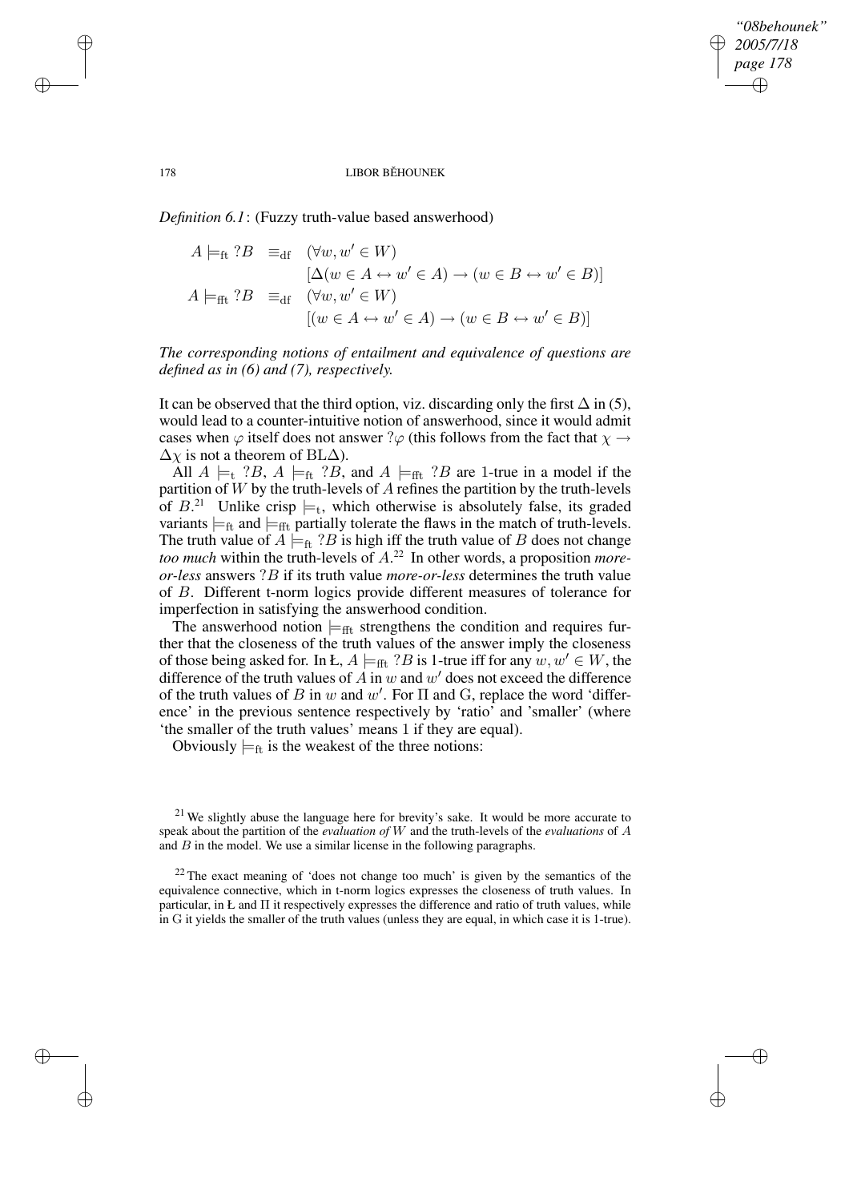*Definition 6.1*: (Fuzzy truth-value based answerhood)

$$
\begin{aligned}
A \models_{\mathrm{ft}} ?B \quad &\equiv_{\mathrm{df}} \quad (\forall w, w' \in W) \\
&\qquad [\Delta(w \in A \leftrightarrow w' \in A) \rightarrow (w \in B \leftrightarrow w' \in B)] \\
A \models_{\mathrm{fft}} ?B \quad &\equiv_{\mathrm{df}} \quad (\forall w, w' \in W) \\
&\qquad [(w \in A \leftrightarrow w' \in A) \rightarrow (w \in B \leftrightarrow w' \in B)]
\end{aligned}
$$

*The corresponding notions of entailment and equivalence of questions are defined as in (6) and (7), respectively.*

It can be observed that the third option, viz. discarding only the first $\Delta$ in (5), would lead to a counter-intuitive notion of answerhood, since it would admit cases when $\varphi$ itself does not answer $?\varphi$ (this follows from the fact that $\chi \rightarrow \Delta\chi$ is not a theorem of BL$\Delta$).

All $A \models_{\mathrm{t}} ?B$, $A \models_{\mathrm{ft}} ?B$, and $A \models_{\mathrm{fft}} ?B$ are 1-true in a model if the partition of $W$ by the truth-levels of $A$ refines the partition by the truth-levels of $B$.[21] Unlike crisp $\models_{\mathrm{t}}$, which otherwise is absolutely false, its graded variants $\models_{\mathrm{ft}}$ and $\models_{\mathrm{fft}}$ partially tolerate the flaws in the match of truth-levels. The truth value of $A \models_{\mathrm{ft}} ?B$ is high iff the truth value of $B$ does not change *too much* within the truth-levels of $A$.[22] In other words, a proposition *more-or-less* answers $?B$ if its truth value *more-or-less* determines the truth value of $B$. Different t-norm logics provide different measures of tolerance for imperfection in satisfying the answerhood condition.

The answerhood notion $\models_{\mathrm{fft}}$ strengthens the condition and requires further that the closeness of the truth values of the answer imply the closeness of those being asked for. In Ł, $A \models_{\mathrm{fft}} ?B$ is 1-true iff for any $w, w' \in W$, the difference of the truth values of $A$ in $w$ and $w'$ does not exceed the difference of the truth values of $B$ in $w$ and $w'$. For $\Pi$ and G, replace the word 'difference' in the previous sentence respectively by 'ratio' and 'smaller' (where 'the smaller of the truth values' means 1 if they are equal).

Obviously $\models_{\mathrm{ft}}$ is the weakest of the three notions:

[21] We slightly abuse the language here for brevity's sake. It would be more accurate to speak about the partition of the *evaluation of* $W$ and the truth-levels of the *evaluations* of $A$ and $B$ in the model. We use a similar license in the following paragraphs.

[22] The exact meaning of 'does not change too much' is given by the semantics of the equivalence connective, which in t-norm logics expresses the closeness of truth values. In particular, in Ł and $\Pi$ it respectively expresses the difference and ratio of truth values, while in G it yields the smaller of the truth values (unless they are equal, in which case it is 1-true).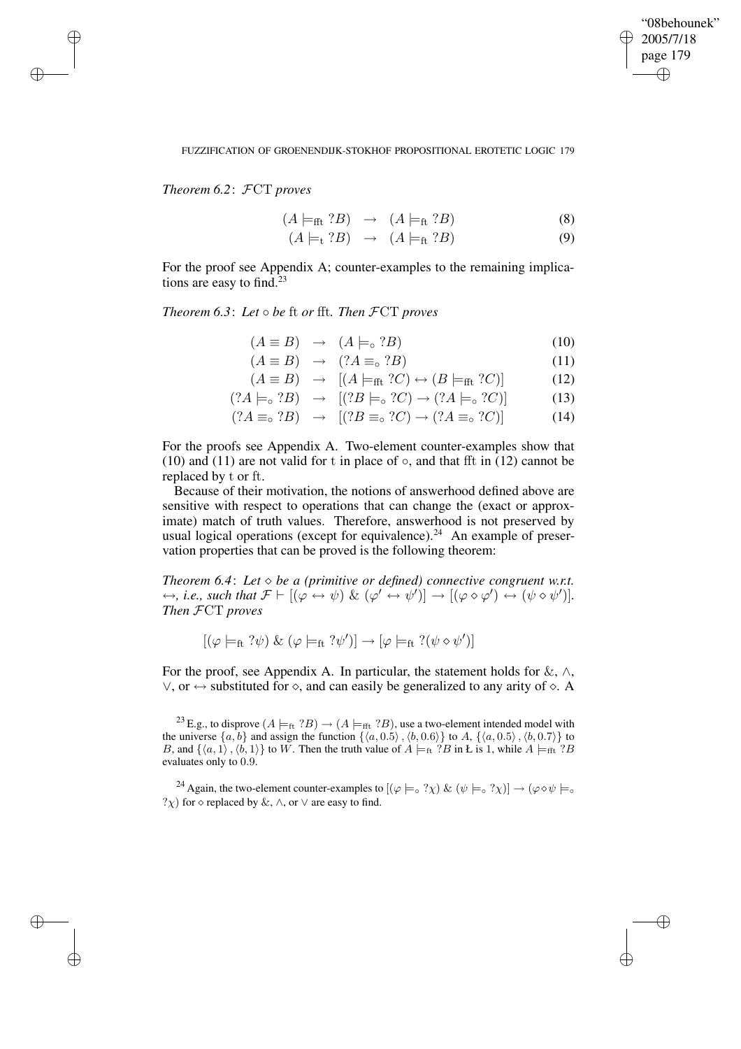*Theorem 6.2*: $\mathcal{F}\mathrm{CT}$ *proves*

$$(A \models_{\mathrm{fft}} ?B) \quad \rightarrow \quad (A \models_{\mathrm{ft}} ?B) \tag{8}$$

$$(A \models_{\mathrm{t}} ?B) \quad \rightarrow \quad (A \models_{\mathrm{ft}} ?B) \tag{9}$$

For the proof see Appendix A; counter-examples to the remaining implications are easy to find.[23]

*Theorem 6.3*: *Let* $\circ$ *be* ft *or* fft. *Then* $\mathcal{F}\mathrm{CT}$ *proves*

$$(A \equiv B) \quad \rightarrow \quad (A \models_{\circ} ?B) \tag{10}$$

$$(A \equiv B) \quad \rightarrow \quad (?A \equiv_{\circ} ?B) \tag{11}$$

$$(A \equiv B) \quad \rightarrow \quad [(A \models_{\mathrm{fft}} ?C) \leftrightarrow (B \models_{\mathrm{fft}} ?C)] \tag{12}$$

$$(?A \models_{\circ} ?B) \quad \rightarrow \quad [(?B \models_{\circ} ?C) \rightarrow (?A \models_{\circ} ?C)] \tag{13}$$

$$(?A \equiv_{\circ} ?B) \quad \rightarrow \quad [(?B \equiv_{\circ} ?C) \rightarrow (?A \equiv_{\circ} ?C)] \tag{14}$$

For the proofs see Appendix A. Two-element counter-examples show that (10) and (11) are not valid for t in place of $\circ$, and that fft in (12) cannot be replaced by t or ft.

Because of their motivation, the notions of answerhood defined above are sensitive with respect to operations that can change the (exact or approximate) match of truth values. Therefore, answerhood is not preserved by usual logical operations (except for equivalence).[24] An example of preservation properties that can be proved is the following theorem:

*Theorem 6.4*: *Let* $\diamond$ *be a (primitive or defined) connective congruent w.r.t.* $\leftrightarrow$, *i.e., such that* $\mathcal{F} \vdash [(\varphi \leftrightarrow \psi) \,\&\, (\varphi' \leftrightarrow \psi')] \rightarrow [(\varphi \diamond \varphi') \leftrightarrow (\psi \diamond \psi')]$. *Then* $\mathcal{F}\mathrm{CT}$ *proves*

$$[(\varphi \models_{\mathrm{ft}} ?\psi) \,\&\, (\varphi \models_{\mathrm{ft}} ?\psi')] \rightarrow [\varphi \models_{\mathrm{ft}} ?(\psi \diamond \psi')]$$

For the proof, see Appendix A. In particular, the statement holds for $\&$, $\wedge$, $\vee$, or $\leftrightarrow$ substituted for $\diamond$, and can easily be generalized to any arity of $\diamond$. A

---

[23] E.g., to disprove $(A \models_{\mathrm{ft}} ?B) \rightarrow (A \models_{\mathrm{fft}} ?B)$, use a two-element intended model with the universe $\{a, b\}$ and assign the function $\{\langle a, 0.5\rangle, \langle b, 0.6\rangle\}$ to $A$, $\{\langle a, 0.5\rangle, \langle b, 0.7\rangle\}$ to $B$, and $\{\langle a, 1\rangle, \langle b, 1\rangle\}$ to $W$. Then the truth value of $A \models_{\mathrm{ft}} ?B$ in Ł is 1, while $A \models_{\mathrm{fft}} ?B$ evaluates only to 0.9.

[24] Again, the two-element counter-examples to $[(\varphi \models_{\circ} ?\chi) \,\&\, (\psi \models_{\circ} ?\chi)] \rightarrow (\varphi \diamond \psi \models_{\circ} ?\chi)$ for $\diamond$ replaced by $\&$, $\wedge$, or $\vee$ are easy to find.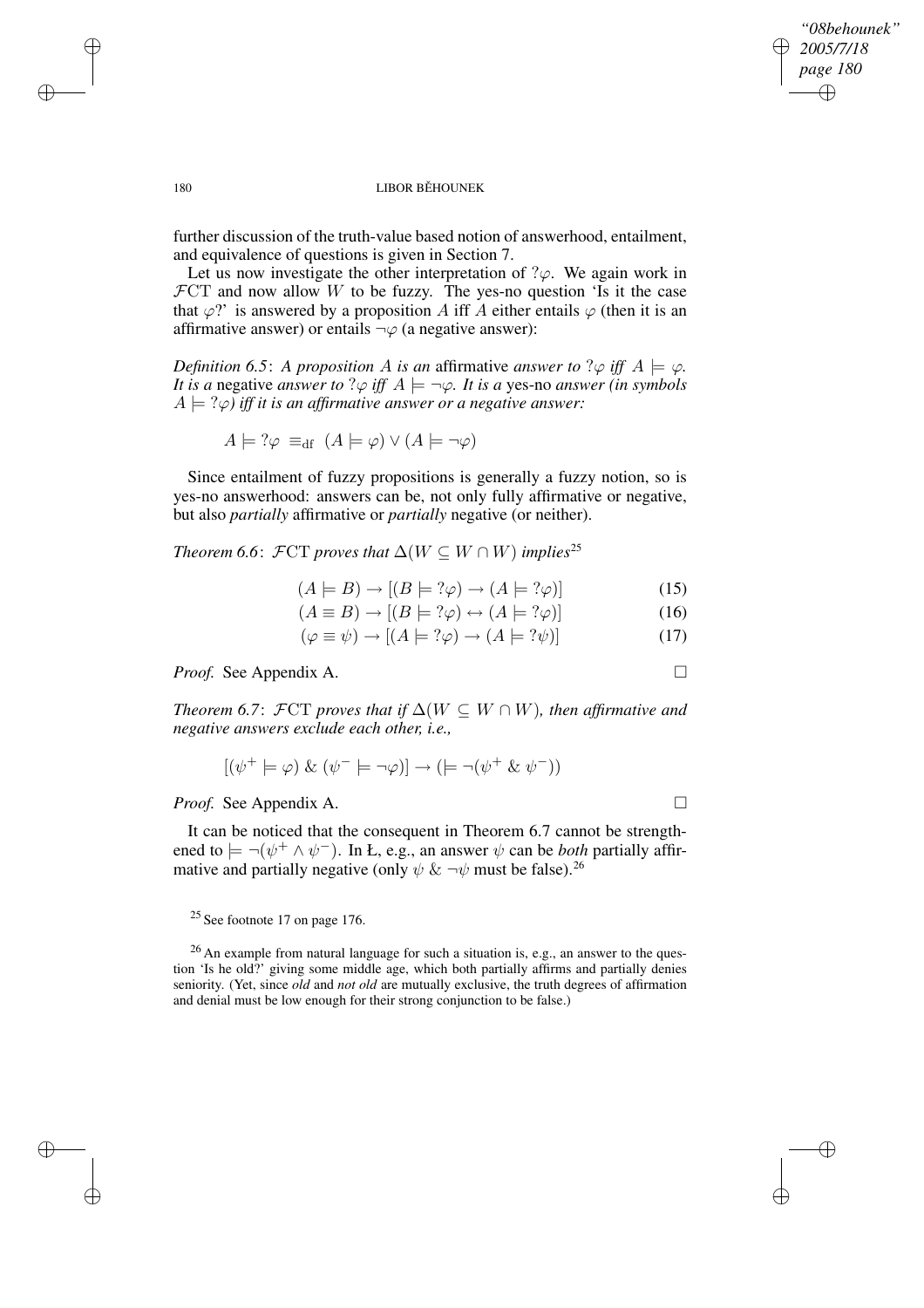further discussion of the truth-value based notion of answerhood, entailment, and equivalence of questions is given in Section 7.

Let us now investigate the other interpretation of $?\varphi$. We again work in $\mathcal{F}\mathrm{CT}$ and now allow $W$ to be fuzzy. The yes-no question 'Is it the case that $\varphi$?' is answered by a proposition $A$ iff $A$ either entails $\varphi$ (then it is an affirmative answer) or entails $\neg\varphi$ (a negative answer):

*Definition 6.5*: *A proposition $A$ is an* affirmative *answer to $?\varphi$ iff $A \models \varphi$. It is a* negative *answer to $?\varphi$ iff $A \models \neg\varphi$. It is a* yes-no *answer (in symbols $A \models ?\varphi$) iff it is an affirmative answer or a negative answer:*

$$A \models ?\varphi \;\equiv_{\mathrm{df}}\; (A \models \varphi) \vee (A \models \neg\varphi)$$

Since entailment of fuzzy propositions is generally a fuzzy notion, so is yes-no answerhood: answers can be, not only fully affirmative or negative, but also *partially* affirmative or *partially* negative (or neither).

*Theorem 6.6*: $\mathcal{F}\mathrm{CT}$ *proves that* $\Delta(W \subseteq W \cap W)$ *implies*[25]

$$(A \models B) \rightarrow [(B \models ?\varphi) \rightarrow (A \models ?\varphi)] \tag{15}$$

$$(A \equiv B) \rightarrow [(B \models ?\varphi) \leftrightarrow (A \models ?\varphi)] \tag{16}$$

$$(\varphi \equiv \psi) \rightarrow [(A \models ?\varphi) \rightarrow (A \models ?\psi)] \tag{17}$$

*Proof.* See Appendix A. □

*Theorem 6.7*: $\mathcal{F}\mathrm{CT}$ *proves that if* $\Delta(W \subseteq W \cap W)$*, then affirmative and negative answers exclude each other, i.e.,*

$$[(\psi^+ \models \varphi) \mathbin{\&} (\psi^- \models \neg\varphi)] \rightarrow (\models \neg(\psi^+ \mathbin{\&} \psi^-))$$

*Proof.* See Appendix A. □

It can be noticed that the consequent in Theorem 6.7 cannot be strengthened to $\models \neg(\psi^+ \wedge \psi^-)$. In Ł, e.g., an answer $\psi$ can be *both* partially affirmative and partially negative (only $\psi \mathbin{\&} \neg\psi$ must be false).[26]

[25] See footnote 17 on page 176.

[26] An example from natural language for such a situation is, e.g., an answer to the question 'Is he old?' giving some middle age, which both partially affirms and partially denies seniority. (Yet, since *old* and *not old* are mutually exclusive, the truth degrees of affirmation and denial must be low enough for their strong conjunction to be false.)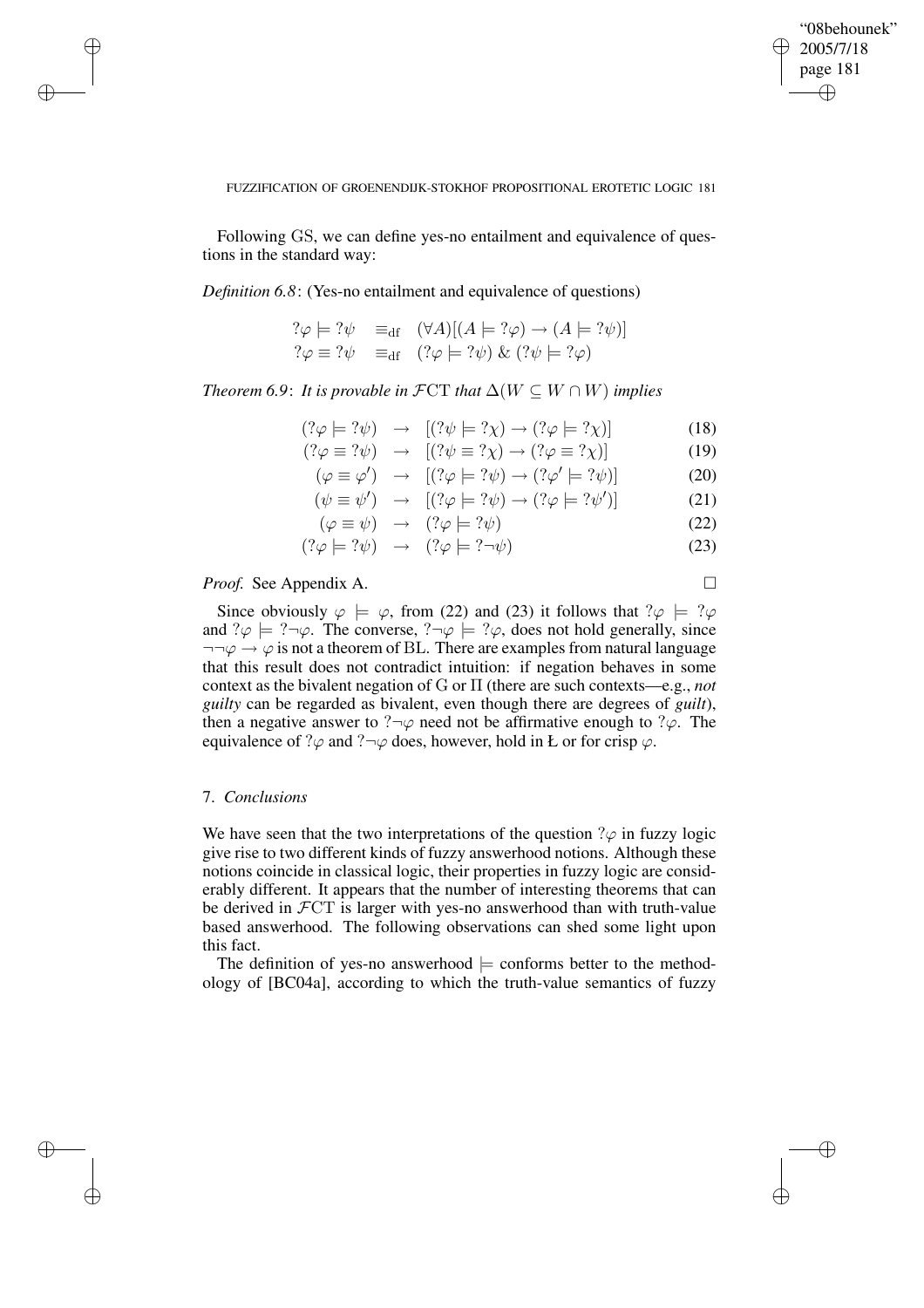Following GS, we can define yes-no entailment and equivalence of questions in the standard way:

*Definition 6.8*: (Yes-no entailment and equivalence of questions)

$$
\begin{aligned}
?\varphi \models ?\psi \quad &\equiv_{\mathrm{df}} \quad (\forall A)[(A \models ?\varphi) \rightarrow (A \models ?\psi)] \\
?\varphi \equiv ?\psi \quad &\equiv_{\mathrm{df}} \quad (?\varphi \models ?\psi) \ \& \ (?\psi \models ?\varphi)
\end{aligned}
$$

*Theorem 6.9*: *It is provable in* $\mathcal{F}\mathrm{CT}$ *that* $\Delta(W \subseteq W \cap W)$ *implies*

$$
\begin{aligned}
(?\varphi \models ?\psi) \quad &\rightarrow \quad [(?\psi \models ?\chi) \rightarrow (?\varphi \models ?\chi)] && (18) \\
(?\varphi \equiv ?\psi) \quad &\rightarrow \quad [(?\psi \equiv ?\chi) \rightarrow (?\varphi \equiv ?\chi)] && (19) \\
(\varphi \equiv \varphi') \quad &\rightarrow \quad [(?\varphi \models ?\psi) \rightarrow (?\varphi' \models ?\psi)] && (20) \\
(\psi \equiv \psi') \quad &\rightarrow \quad [(?\varphi \models ?\psi) \rightarrow (?\varphi \models ?\psi')] && (21) \\
(\varphi \equiv \psi) \quad &\rightarrow \quad (?\varphi \models ?\psi) && (22) \\
(?\varphi \models ?\psi) \quad &\rightarrow \quad (?\varphi \models ?\neg\psi) && (23)
\end{aligned}
$$

*Proof.* See Appendix A. □

Since obviously $\varphi \models \varphi$, from (22) and (23) it follows that $?\varphi \models ?\varphi$ and $?\varphi \models ?\neg\varphi$. The converse, $?\neg\varphi \models ?\varphi$, does not hold generally, since $\neg\neg\varphi \rightarrow \varphi$ is not a theorem of BL. There are examples from natural language that this result does not contradict intuition: if negation behaves in some context as the bivalent negation of G or $\Pi$ (there are such contexts—e.g., *not guilty* can be regarded as bivalent, even though there are degrees of *guilt*), then a negative answer to $?\neg\varphi$ need not be affirmative enough to $?\varphi$. The equivalence of $?\varphi$ and $?\neg\varphi$ does, however, hold in Ł or for crisp $\varphi$.

## 7. *Conclusions*

We have seen that the two interpretations of the question $?\varphi$ in fuzzy logic give rise to two different kinds of fuzzy answerhood notions. Although these notions coincide in classical logic, their properties in fuzzy logic are considerably different. It appears that the number of interesting theorems that can be derived in $\mathcal{F}\mathrm{CT}$ is larger with yes-no answerhood than with truth-value based answerhood. The following observations can shed some light upon this fact.

The definition of yes-no answerhood $\models$ conforms better to the methodology of [BC04a], according to which the truth-value semantics of fuzzy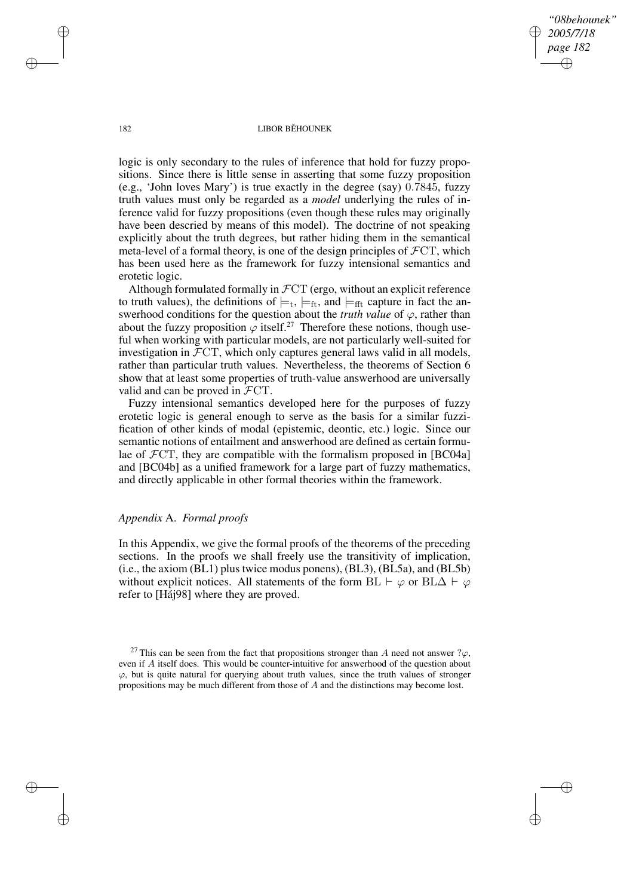logic is only secondary to the rules of inference that hold for fuzzy propositions. Since there is little sense in asserting that some fuzzy proposition (e.g., 'John loves Mary') is true exactly in the degree (say) $0.7845$, fuzzy truth values must only be regarded as a *model* underlying the rules of inference valid for fuzzy propositions (even though these rules may originally have been descried by means of this model). The doctrine of not speaking explicitly about the truth degrees, but rather hiding them in the semantical meta-level of a formal theory, is one of the design principles of $\mathcal{F}\mathrm{CT}$, which has been used here as the framework for fuzzy intensional semantics and erotetic logic.

Although formulated formally in $\mathcal{F}\mathrm{CT}$ (ergo, without an explicit reference to truth values), the definitions of $\models_{\mathrm{t}}$, $\models_{\mathrm{ft}}$, and $\models_{\mathrm{fft}}$ capture in fact the answerhood conditions for the question about the *truth value* of $\varphi$, rather than about the fuzzy proposition $\varphi$ itself.[27] Therefore these notions, though useful when working with particular models, are not particularly well-suited for investigation in $\mathcal{F}\mathrm{CT}$, which only captures general laws valid in all models, rather than particular truth values. Nevertheless, the theorems of Section 6 show that at least some properties of truth-value answerhood are universally valid and can be proved in $\mathcal{F}\mathrm{CT}$.

Fuzzy intensional semantics developed here for the purposes of fuzzy erotetic logic is general enough to serve as the basis for a similar fuzzification of other kinds of modal (epistemic, deontic, etc.) logic. Since our semantic notions of entailment and answerhood are defined as certain formulae of $\mathcal{F}\mathrm{CT}$, they are compatible with the formalism proposed in [BC04a] and [BC04b] as a unified framework for a large part of fuzzy mathematics, and directly applicable in other formal theories within the framework.

## *Appendix* A. *Formal proofs*

In this Appendix, we give the formal proofs of the theorems of the preceding sections. In the proofs we shall freely use the transitivity of implication, (i.e., the axiom (BL1) plus twice modus ponens), (BL3), (BL5a), and (BL5b) without explicit notices. All statements of the form $\mathrm{BL} \vdash \varphi$ or $\mathrm{BL}\Delta \vdash \varphi$ refer to [Háj98] where they are proved.

[27] This can be seen from the fact that propositions stronger than $A$ need not answer $?\varphi$, even if $A$ itself does. This would be counter-intuitive for answerhood of the question about $\varphi$, but is quite natural for querying about truth values, since the truth values of stronger propositions may be much different from those of $A$ and the distinctions may become lost.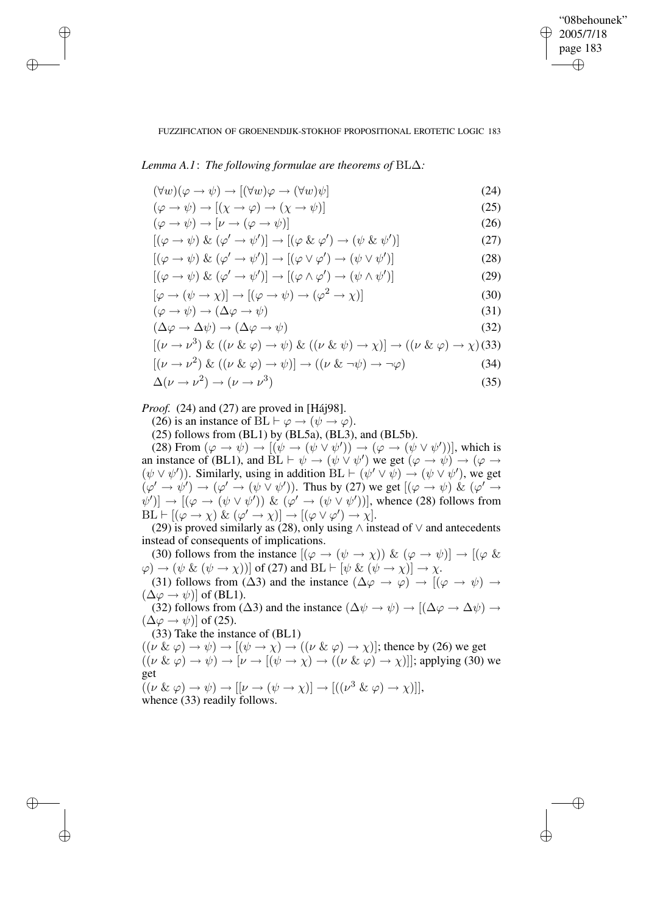*Lemma A.1*: *The following formulae are theorems of* BL$\Delta$*:*

$$(\forall w)(\varphi \to \psi) \to [(\forall w)\varphi \to (\forall w)\psi] \tag{24}$$

$$(\varphi \to \psi) \to [(\chi \to \varphi) \to (\chi \to \psi)] \tag{25}$$

$$(\varphi \to \psi) \to [\nu \to (\varphi \to \psi)] \tag{26}$$

$$[(\varphi \to \psi) \mathbin{\&} (\varphi' \to \psi')] \to [(\varphi \mathbin{\&} \varphi') \to (\psi \mathbin{\&} \psi')] \tag{27}$$

$$[(\varphi \to \psi) \mathbin{\&} (\varphi' \to \psi')] \to [(\varphi \vee \varphi') \to (\psi \vee \psi')] \tag{28}$$

$$[(\varphi \to \psi) \mathbin{\&} (\varphi' \to \psi')] \to [(\varphi \wedge \varphi') \to (\psi \wedge \psi')] \tag{29}$$

$$[\varphi \to (\psi \to \chi)] \to [(\varphi \to \psi) \to (\varphi^2 \to \chi)] \tag{30}$$

$$(\varphi \to \psi) \to (\Delta\varphi \to \psi) \tag{31}$$

$$(\Delta\varphi \to \Delta\psi) \to (\Delta\varphi \to \psi) \tag{32}$$

$$[(\nu \to \nu^3) \mathbin{\&} ((\nu \mathbin{\&} \varphi) \to \psi) \mathbin{\&} ((\nu \mathbin{\&} \psi) \to \chi)] \to ((\nu \mathbin{\&} \varphi) \to \chi) \tag{33}$$

$$[(\nu \to \nu^2) \mathbin{\&} ((\nu \mathbin{\&} \varphi) \to \psi)] \to ((\nu \mathbin{\&} \neg\psi) \to \neg\varphi) \tag{34}$$

$$\Delta(\nu \to \nu^2) \to (\nu \to \nu^3) \tag{35}$$

*Proof.* (24) and (27) are proved in [Háj98].

(26) is an instance of $\mathrm{BL} \vdash \varphi \to (\psi \to \varphi)$.

(25) follows from (BL1) by (BL5a), (BL3), and (BL5b).

(28) From $(\varphi \to \psi) \to [(\psi \to (\psi \vee \psi')) \to (\varphi \to (\psi \vee \psi'))]$, which is an instance of (BL1), and $\mathrm{BL} \vdash \psi \to (\psi \vee \psi')$ we get $(\varphi \to \psi) \to (\varphi \to (\psi \vee \psi'))$. Similarly, using in addition $\mathrm{BL} \vdash (\psi' \vee \psi) \to (\psi \vee \psi')$, we get $(\varphi' \to \psi') \to (\varphi' \to (\psi \vee \psi'))$. Thus by (27) we get $[(\varphi \to \psi) \mathbin{\&} (\varphi' \to \psi')] \to [(\varphi \to (\psi \vee \psi')) \mathbin{\&} (\varphi' \to (\psi \vee \psi'))]$, whence (28) follows from $\mathrm{BL} \vdash [(\varphi \to \chi) \mathbin{\&} (\varphi' \to \chi)] \to [(\varphi \vee \varphi') \to \chi]$.

(29) is proved similarly as (28), only using $\wedge$ instead of $\vee$ and antecedents instead of consequents of implications.

(30) follows from the instance $[(\varphi \to (\psi \to \chi)) \mathbin{\&} (\varphi \to \psi)] \to [(\varphi \mathbin{\&} \varphi) \to (\psi \mathbin{\&} (\psi \to \chi))]$ of (27) and $\mathrm{BL} \vdash [\psi \mathbin{\&} (\psi \to \chi)] \to \chi$.

(31) follows from ($\Delta$3) and the instance $(\Delta\varphi \to \varphi) \to [(\varphi \to \psi) \to (\Delta\varphi \to \psi)]$ of (BL1).

(32) follows from ($\Delta$3) and the instance $(\Delta\psi \to \psi) \to [(\Delta\varphi \to \Delta\psi) \to (\Delta\varphi \to \psi)]$ of (25).

(33) Take the instance of (BL1)
$((\nu \mathbin{\&} \varphi) \to \psi) \to [(\psi \to \chi) \to ((\nu \mathbin{\&} \varphi) \to \chi)]$; thence by (26) we get
$((\nu \mathbin{\&} \varphi) \to \psi) \to [\nu \to [(\psi \to \chi) \to ((\nu \mathbin{\&} \varphi) \to \chi)]]$; applying (30) we get
$((\nu \mathbin{\&} \varphi) \to \psi) \to [[\nu \to (\psi \to \chi)] \to [((\nu^3 \mathbin{\&} \varphi) \to \chi)]]$,
whence (33) readily follows.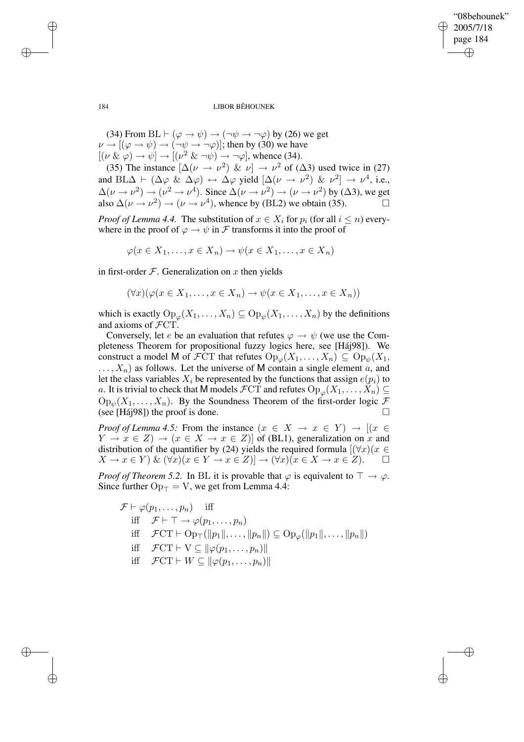(34) From $\mathrm{BL} \vdash (\varphi \to \psi) \to (\neg\psi \to \neg\varphi)$ by (26) we get $\nu \to [(\varphi \to \psi) \to (\neg\psi \to \neg\varphi)]$; then by (30) we have $[(\nu \mathbin{\&} \varphi) \to \psi] \to [(\nu^2 \mathbin{\&} \neg\psi) \to \neg\varphi]$, whence (34).

(35) The instance $[\Delta(\nu \to \nu^2) \mathbin{\&} \nu] \to \nu^2$ of ($\Delta 3$) used twice in (27) and $\mathrm{BL}\Delta \vdash (\Delta\varphi \mathbin{\&} \Delta\varphi) \leftrightarrow \Delta\varphi$ yield $[\Delta(\nu \to \nu^2) \mathbin{\&} \nu^2] \to \nu^4$, i.e., $\Delta(\nu \to \nu^2) \to (\nu^2 \to \nu^4)$. Since $\Delta(\nu \to \nu^2) \to (\nu \to \nu^2)$ by ($\Delta 3$), we get also $\Delta(\nu \to \nu^2) \to (\nu \to \nu^4)$, whence by (BL2) we obtain (35). □

*Proof of Lemma 4.4.* The substitution of $x \in X_i$ for $p_i$ (for all $i \leq n$) everywhere in the proof of $\varphi \to \psi$ in $\mathcal{F}$ transforms it into the proof of

$$\varphi(x \in X_1, \ldots, x \in X_n) \to \psi(x \in X_1, \ldots, x \in X_n)$$

in first-order $\mathcal{F}$. Generalization on $x$ then yields

$$(\forall x)(\varphi(x \in X_1, \ldots, x \in X_n) \to \psi(x \in X_1, \ldots, x \in X_n))$$

which is exactly $\mathrm{Op}_\varphi(X_1, \ldots, X_n) \subseteq \mathrm{Op}_\psi(X_1, \ldots, X_n)$ by the definitions and axioms of $\mathcal{F}\mathrm{CT}$.

Conversely, let $e$ be an evaluation that refutes $\varphi \to \psi$ (we use the Completeness Theorem for propositional fuzzy logics here, see [Háj98]). We construct a model $\mathsf{M}$ of $\mathcal{F}\mathrm{CT}$ that refutes $\mathrm{Op}_\varphi(X_1, \ldots, X_n) \subseteq \mathrm{Op}_\psi(X_1, \ldots, X_n)$ as follows. Let the universe of $\mathsf{M}$ contain a single element $a$, and let the class variables $X_i$ be represented by the functions that assign $e(p_i)$ to $a$. It is trivial to check that $\mathsf{M}$ models $\mathcal{F}\mathrm{CT}$ and refutes $\mathrm{Op}_\varphi(X_1, \ldots, X_n) \subseteq \mathrm{Op}_\psi(X_1, \ldots, X_n)$. By the Soundness Theorem of the first-order logic $\mathcal{F}$ (see [Háj98]) the proof is done. □

*Proof of Lemma 4.5:* From the instance $(x \in X \to x \in Y) \to [(x \in Y \to x \in Z) \to (x \in X \to x \in Z)]$ of (BL1), generalization on $x$ and distribution of the quantifier by (24) yields the required formula $[(\forall x)(x \in X \to x \in Y) \mathbin{\&} (\forall x)(x \in Y \to x \in Z)] \to (\forall x)(x \in X \to x \in Z)$. □

*Proof of Theorem 5.2.* In BL it is provable that $\varphi$ is equivalent to $\top \to \varphi$. Since further $\mathrm{Op}_\top = \mathrm{V}$, we get from Lemma 4.4:

$$
\begin{aligned}
&\mathcal{F} \vdash \varphi(p_1, \ldots, p_n) \quad \text{iff} \\
&\quad \text{iff} \quad \mathcal{F} \vdash \top \to \varphi(p_1, \ldots, p_n) \\
&\quad \text{iff} \quad \mathcal{F}\mathrm{CT} \vdash \mathrm{Op}_\top(\|p_1\|, \ldots, \|p_n\|) \subseteq \mathrm{Op}_\varphi(\|p_1\|, \ldots, \|p_n\|) \\
&\quad \text{iff} \quad \mathcal{F}\mathrm{CT} \vdash \mathrm{V} \subseteq \|\varphi(p_1, \ldots, p_n)\| \\
&\quad \text{iff} \quad \mathcal{F}\mathrm{CT} \vdash W \subseteq \|\varphi(p_1, \ldots, p_n)\|
\end{aligned}
$$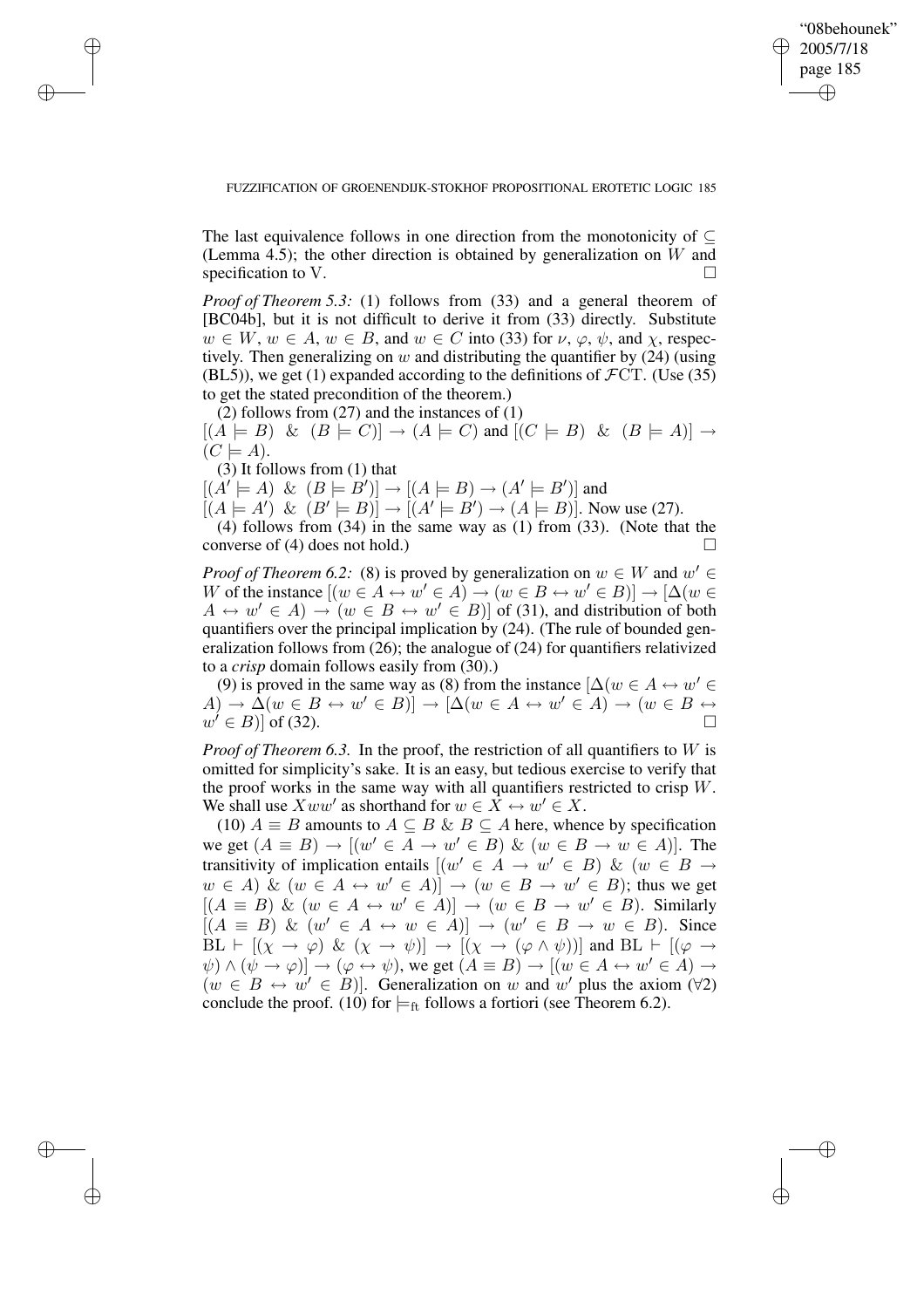The last equivalence follows in one direction from the monotonicity of $\subseteq$ (Lemma 4.5); the other direction is obtained by generalization on $W$ and specification to V. $\square$

*Proof of Theorem 5.3:* (1) follows from (33) and a general theorem of [BC04b], but it is not difficult to derive it from (33) directly. Substitute $w \in W$, $w \in A$, $w \in B$, and $w \in C$ into (33) for $\nu$, $\varphi$, $\psi$, and $\chi$, respectively. Then generalizing on $w$ and distributing the quantifier by (24) (using (BL5)), we get (1) expanded according to the definitions of $\mathcal{F}$CT. (Use (35) to get the stated precondition of the theorem.)

(2) follows from (27) and the instances of (1)
$[(A \models B) \ \& \ (B \models C)] \rightarrow (A \models C)$ and $[(C \models B) \ \& \ (B \models A)] \rightarrow (C \models A)$.

(3) It follows from (1) that
$[(A' \models A) \ \& \ (B \models B')] \rightarrow [(A \models B) \rightarrow (A' \models B')]$ and
$[(A \models A') \ \& \ (B' \models B)] \rightarrow [(A' \models B') \rightarrow (A \models B)]$. Now use (27).

(4) follows from (34) in the same way as (1) from (33). (Note that the converse of (4) does not hold.) $\square$

*Proof of Theorem 6.2:* (8) is proved by generalization on $w \in W$ and $w' \in W$ of the instance $[(w \in A \leftrightarrow w' \in A) \rightarrow (w \in B \leftrightarrow w' \in B)] \rightarrow [\Delta(w \in A \leftrightarrow w' \in A) \rightarrow (w \in B \leftrightarrow w' \in B)]$ of (31), and distribution of both quantifiers over the principal implication by (24). (The rule of bounded generalization follows from (26); the analogue of (24) for quantifiers relativized to a *crisp* domain follows easily from (30).)

(9) is proved in the same way as (8) from the instance $[\Delta(w \in A \leftrightarrow w' \in A) \rightarrow \Delta(w \in B \leftrightarrow w' \in B)] \rightarrow [\Delta(w \in A \leftrightarrow w' \in A) \rightarrow (w \in B \leftrightarrow w' \in B)]$ of (32). $\square$

*Proof of Theorem 6.3.* In the proof, the restriction of all quantifiers to $W$ is omitted for simplicity's sake. It is an easy, but tedious exercise to verify that the proof works in the same way with all quantifiers restricted to crisp $W$. We shall use $Xww'$ as shorthand for $w \in X \leftrightarrow w' \in X$.

(10) $A \equiv B$ amounts to $A \subseteq B \ \& \ B \subseteq A$ here, whence by specification we get $(A \equiv B) \rightarrow [(w' \in A \rightarrow w' \in B) \ \& \ (w \in B \rightarrow w \in A)]$. The transitivity of implication entails $[(w' \in A \rightarrow w' \in B) \ \& \ (w \in B \rightarrow w \in A) \ \& \ (w \in A \leftrightarrow w' \in A)] \rightarrow (w \in B \rightarrow w' \in B)$; thus we get $[(A \equiv B) \ \& \ (w \in A \leftrightarrow w' \in A)] \rightarrow (w \in B \rightarrow w' \in B)$. Similarly $[(A \equiv B) \ \& \ (w' \in A \leftrightarrow w \in A)] \rightarrow (w' \in B \rightarrow w \in B)$. Since $\mathrm{BL} \vdash [(\chi \rightarrow \varphi) \ \& \ (\chi \rightarrow \psi)] \rightarrow [(\chi \rightarrow (\varphi \wedge \psi))]$ and $\mathrm{BL} \vdash [(\varphi \rightarrow \psi) \wedge (\psi \rightarrow \varphi)] \rightarrow (\varphi \leftrightarrow \psi)$, we get $(A \equiv B) \rightarrow [(w \in A \leftrightarrow w' \in A) \rightarrow (w \in B \leftrightarrow w' \in B)]$. Generalization on $w$ and $w'$ plus the axiom ($\forall 2$) conclude the proof. (10) for $\models_{\mathrm{ft}}$ follows a fortiori (see Theorem 6.2).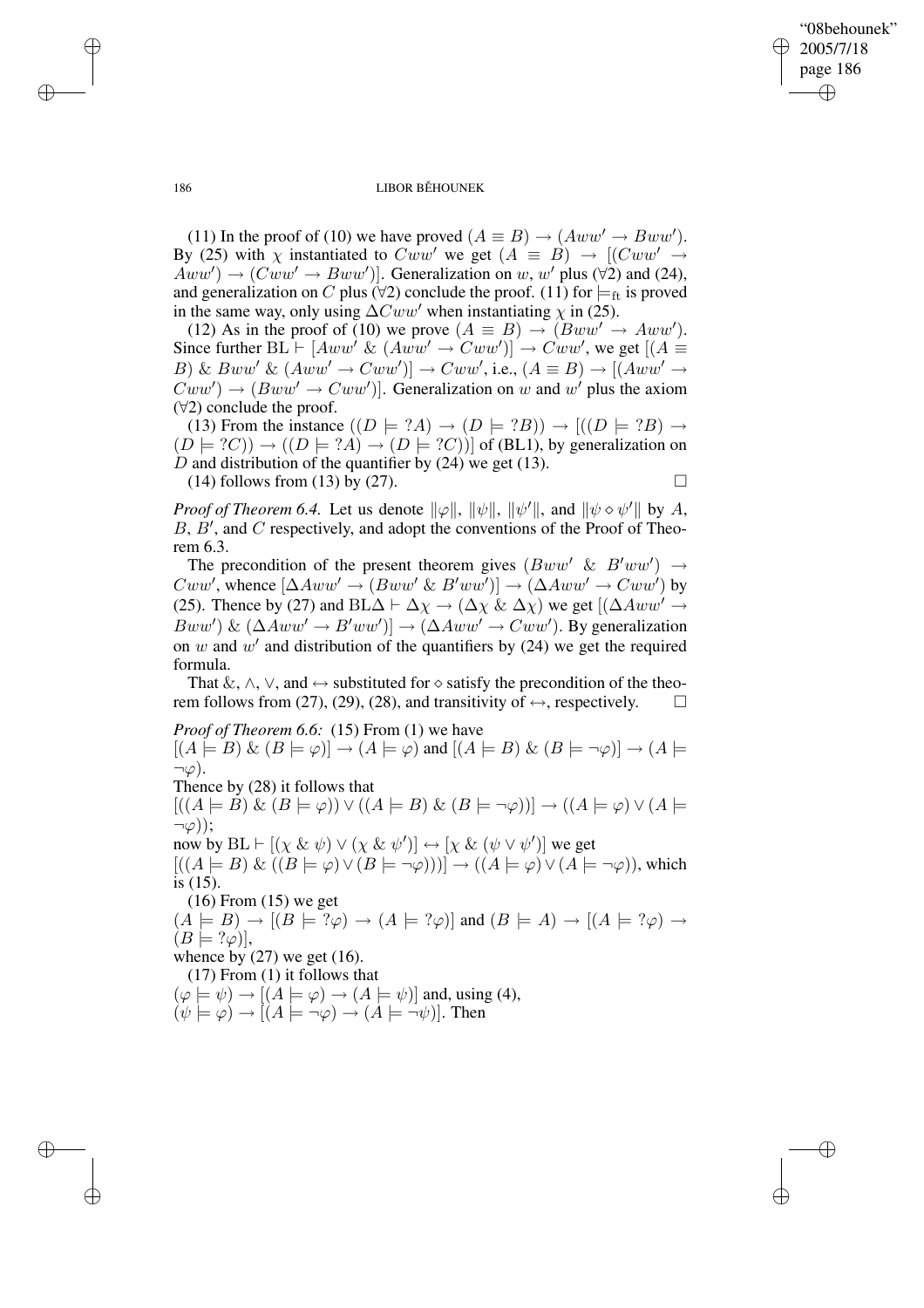(11) In the proof of (10) we have proved $(A \equiv B) \to (Aww' \to Bww')$. By (25) with $\chi$ instantiated to $Cww'$ we get $(A \equiv B) \to [(Cww' \to Aww') \to (Cww' \to Bww')]$. Generalization on $w$, $w'$ plus ($\forall 2$) and (24), and generalization on $C$ plus ($\forall 2$) conclude the proof. (11) for $\models_{\mathrm{ft}}$ is proved in the same way, only using $\Delta Cww'$ when instantiating $\chi$ in (25).

(12) As in the proof of (10) we prove $(A \equiv B) \to (Bww' \to Aww')$. Since further $\mathrm{BL} \vdash [Aww' \mathbin{\&} (Aww' \to Cww')] \to Cww'$, we get $[(A \equiv B) \mathbin{\&} Bww' \mathbin{\&} (Aww' \to Cww')] \to Cww'$, i.e., $(A \equiv B) \to [(Aww' \to Cww') \to (Bww' \to Cww')]$. Generalization on $w$ and $w'$ plus the axiom ($\forall 2$) conclude the proof.

(13) From the instance $((D \models ?A) \to (D \models ?B)) \to [((D \models ?B) \to (D \models ?C)) \to ((D \models ?A) \to (D \models ?C))]$ of (BL1), by generalization on $D$ and distribution of the quantifier by (24) we get (13).

(14) follows from (13) by (27). $\square$

*Proof of Theorem 6.4.* Let us denote $\|\varphi\|$, $\|\psi\|$, $\|\psi'\|$, and $\|\psi \diamond \psi'\|$ by $A$, $B$, $B'$, and $C$ respectively, and adopt the conventions of the Proof of Theorem 6.3.

The precondition of the present theorem gives $(Bww' \mathbin{\&} B'ww') \to Cww'$, whence $[\Delta Aww' \to (Bww' \mathbin{\&} B'ww')] \to (\Delta Aww' \to Cww')$ by (25). Thence by (27) and $\mathrm{BL}\Delta \vdash \Delta\chi \to (\Delta\chi \mathbin{\&} \Delta\chi)$ we get $[(\Delta Aww' \to Bww') \mathbin{\&} (\Delta Aww' \to B'ww')] \to (\Delta Aww' \to Cww')$. By generalization on $w$ and $w'$ and distribution of the quantifiers by (24) we get the required formula.

That $\&$, $\wedge$, $\vee$, and $\leftrightarrow$ substituted for $\diamond$ satisfy the precondition of the theorem follows from (27), (29), (28), and transitivity of $\leftrightarrow$, respectively. $\square$

*Proof of Theorem 6.6:* (15) From (1) we have
$[(A \models B) \mathbin{\&} (B \models \varphi)] \to (A \models \varphi)$ and $[(A \models B) \mathbin{\&} (B \models \neg\varphi)] \to (A \models \neg\varphi)$.
Thence by (28) it follows that
$[((A \models B) \mathbin{\&} (B \models \varphi)) \vee ((A \models B) \mathbin{\&} (B \models \neg\varphi))] \to ((A \models \varphi) \vee (A \models \neg\varphi))$;
now by $\mathrm{BL} \vdash [(\chi \mathbin{\&} \psi) \vee (\chi \mathbin{\&} \psi')] \leftrightarrow [\chi \mathbin{\&} (\psi \vee \psi')]$ we get
$[((A \models B) \mathbin{\&} ((B \models \varphi) \vee (B \models \neg\varphi)))] \to ((A \models \varphi) \vee (A \models \neg\varphi))$, which is (15).

(16) From (15) we get
$(A \models B) \to [(B \models ?\varphi) \to (A \models ?\varphi)]$ and $(B \models A) \to [(A \models ?\varphi) \to (B \models ?\varphi)]$,
whence by (27) we get (16).

(17) From (1) it follows that
$(\varphi \models \psi) \to [(A \models \varphi) \to (A \models \psi)]$ and, using (4),
$(\psi \models \varphi) \to [(A \models \neg\varphi) \to (A \models \neg\psi)]$. Then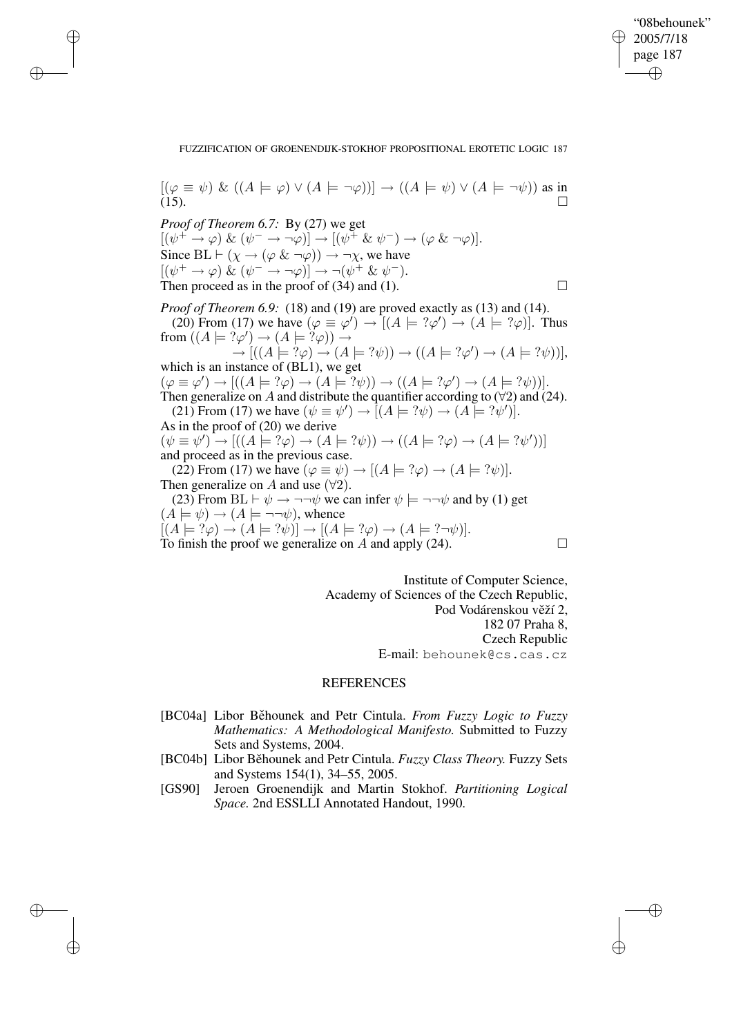$[(\varphi \equiv \psi) \mathbin{\&} ((A \models \varphi) \vee (A \models \neg\varphi))] \rightarrow ((A \models \psi) \vee (A \models \neg\psi))$ as in (15). $\square$

*Proof of Theorem 6.7:* By (27) we get
$[(\psi^+ \rightarrow \varphi) \mathbin{\&} (\psi^- \rightarrow \neg\varphi)] \rightarrow [(\psi^+ \mathbin{\&} \psi^-) \rightarrow (\varphi \mathbin{\&} \neg\varphi)]$.
Since $\mathrm{BL} \vdash (\chi \rightarrow (\varphi \mathbin{\&} \neg\varphi)) \rightarrow \neg\chi$, we have
$[(\psi^+ \rightarrow \varphi) \mathbin{\&} (\psi^- \rightarrow \neg\varphi)] \rightarrow \neg(\psi^+ \mathbin{\&} \psi^-)$.
Then proceed as in the proof of (34) and (1). $\square$

*Proof of Theorem 6.9:* (18) and (19) are proved exactly as (13) and (14).

(20) From (17) we have $(\varphi \equiv \varphi') \rightarrow [(A \models ?\varphi') \rightarrow (A \models ?\varphi)]$. Thus from $((A \models ?\varphi') \rightarrow (A \models ?\varphi)) \rightarrow$

$$\rightarrow [((A \models ?\varphi) \rightarrow (A \models ?\psi)) \rightarrow ((A \models ?\varphi') \rightarrow (A \models ?\psi))],$$

which is an instance of (BL1), we get
$(\varphi \equiv \varphi') \rightarrow [((A \models ?\varphi) \rightarrow (A \models ?\psi)) \rightarrow ((A \models ?\varphi') \rightarrow (A \models ?\psi))]$.
Then generalize on $A$ and distribute the quantifier according to ($\forall$2) and (24).

(21) From (17) we have $(\psi \equiv \psi') \rightarrow [(A \models ?\psi) \rightarrow (A \models ?\psi')]$.
As in the proof of (20) we derive
$(\psi \equiv \psi') \rightarrow [((A \models ?\varphi) \rightarrow (A \models ?\psi)) \rightarrow ((A \models ?\varphi) \rightarrow (A \models ?\psi'))]$
and proceed as in the previous case.

(22) From (17) we have $(\varphi \equiv \psi) \rightarrow [(A \models ?\varphi) \rightarrow (A \models ?\psi)]$.
Then generalize on $A$ and use ($\forall$2).

(23) From $\mathrm{BL} \vdash \psi \rightarrow \neg\neg\psi$ we can infer $\psi \models \neg\neg\psi$ and by (1) get
$(A \models \psi) \rightarrow (A \models \neg\neg\psi)$, whence
$[(A \models ?\varphi) \rightarrow (A \models ?\psi)] \rightarrow [(A \models ?\varphi) \rightarrow (A \models ?\neg\psi)]$.
To finish the proof we generalize on $A$ and apply (24). $\square$

Institute of Computer Science,
Academy of Sciences of the Czech Republic,
Pod Vodárenskou věží 2,
182 07 Praha 8,
Czech Republic
E-mail: behounek@cs.cas.cz

## REFERENCES

- [BC04a] Libor Běhounek and Petr Cintula. *From Fuzzy Logic to Fuzzy Mathematics: A Methodological Manifesto.* Submitted to Fuzzy Sets and Systems, 2004.
- [BC04b] Libor Běhounek and Petr Cintula. *Fuzzy Class Theory.* Fuzzy Sets and Systems 154(1), 34–55, 2005.
- [GS90] Jeroen Groenendijk and Martin Stokhof. *Partitioning Logical Space.* 2nd ESSLLI Annotated Handout, 1990.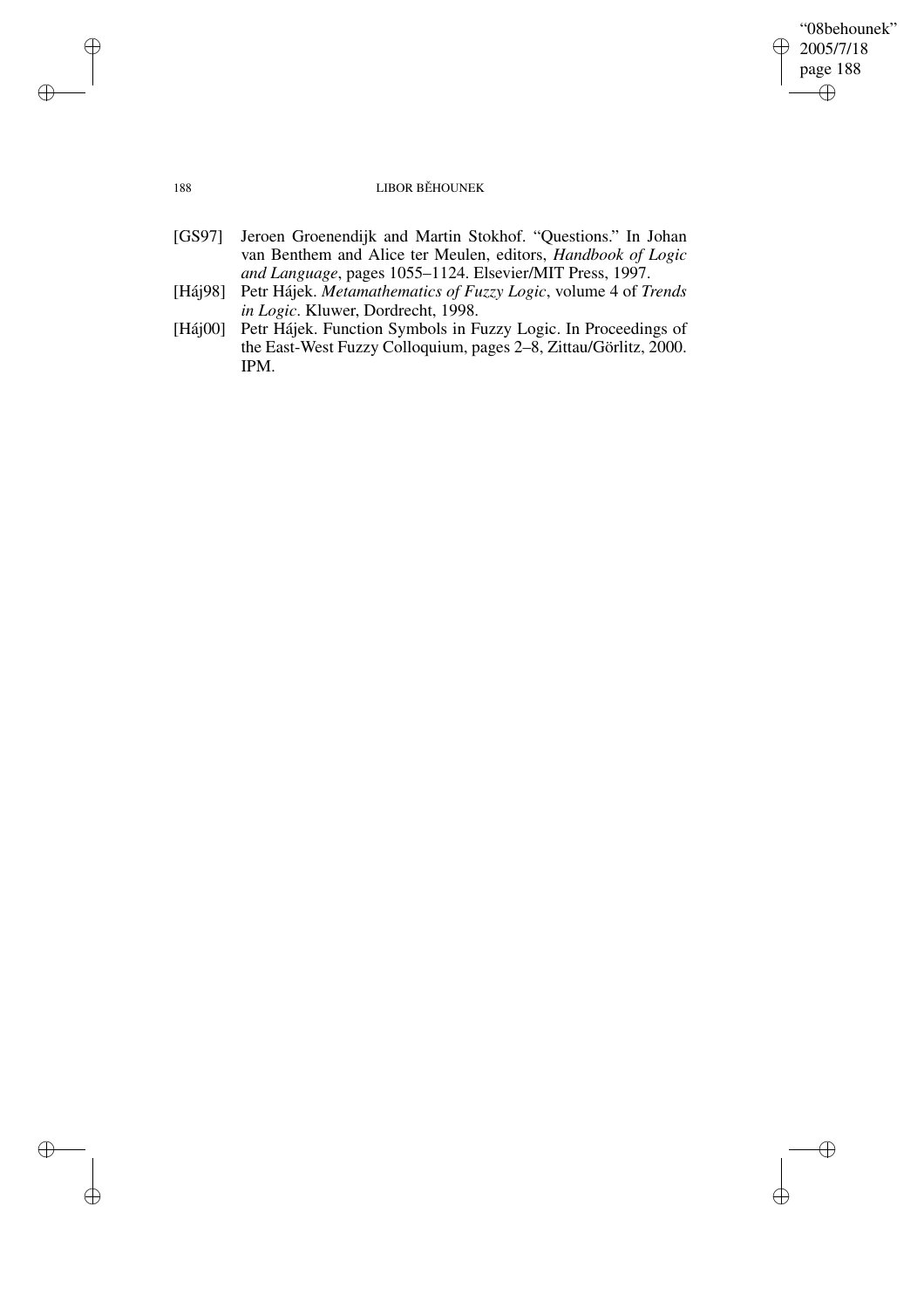[GS97] Jeroen Groenendijk and Martin Stokhof. "Questions." In Johan van Benthem and Alice ter Meulen, editors, *Handbook of Logic and Language*, pages 1055–1124. Elsevier/MIT Press, 1997.

[Háj98] Petr Hájek. *Metamathematics of Fuzzy Logic*, volume 4 of *Trends in Logic*. Kluwer, Dordrecht, 1998.

[Háj00] Petr Hájek. Function Symbols in Fuzzy Logic. In Proceedings of the East-West Fuzzy Colloquium, pages 2–8, Zittau/Görlitz, 2000. IPM.